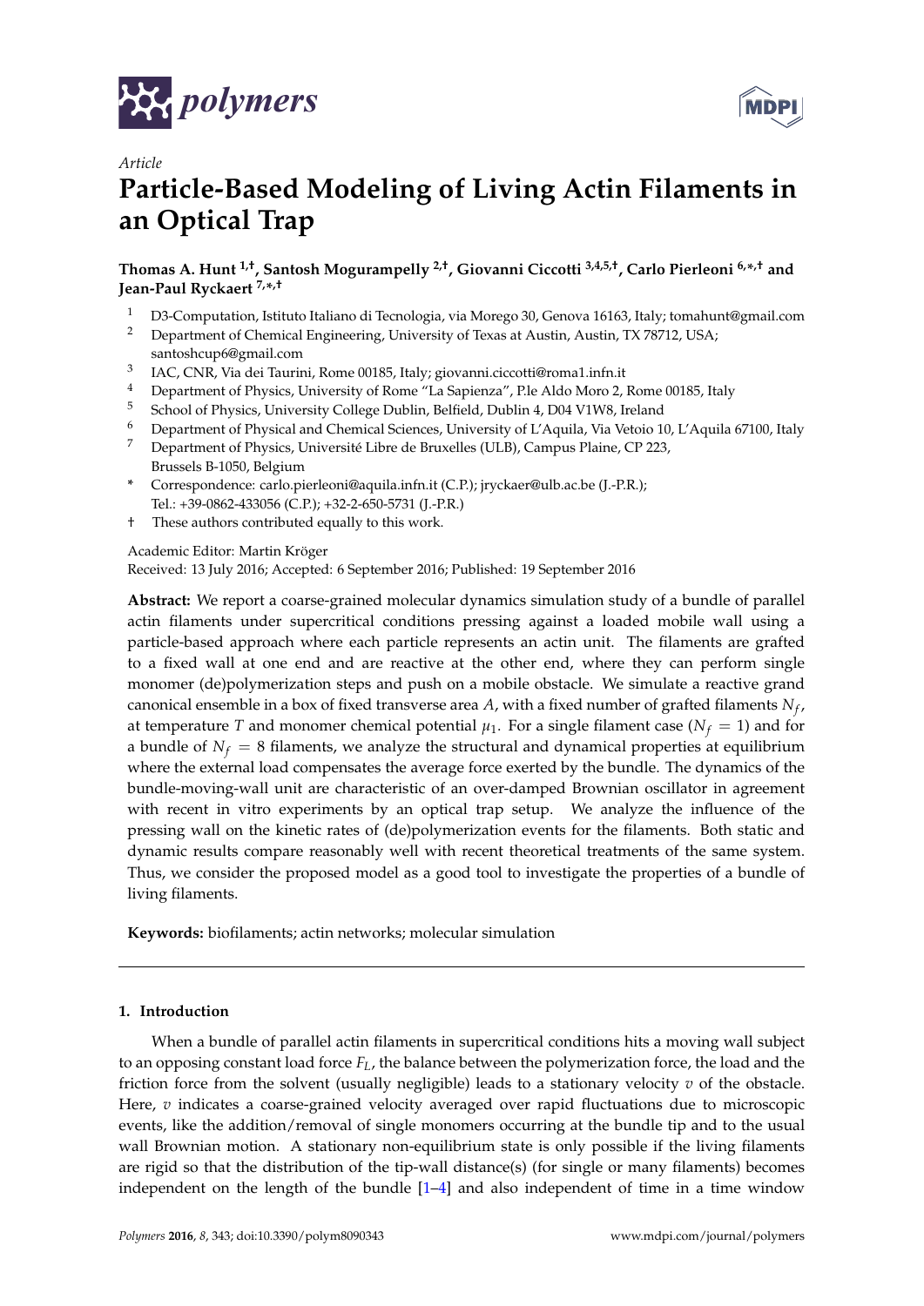*polymers*

Article

# Particle-Based Modeling of Living Actin Filaments in an Optical Trap

**Thomas A. Hunt [1,†], Santosh Mogurampelly [2,†], Giovanni Ciccotti [3,4,5,†], Carlo Pierleoni [6,*,†] and Jean-Paul Ryckaert [7,*,†]**

1. D3-Computation, Istituto Italiano di Tecnologia, via Morego 30, Genova 16163, Italy; tomahunt@gmail.com
2. Department of Chemical Engineering, University of Texas at Austin, Austin, TX 78712, USA; santoshcup6@gmail.com
3. IAC, CNR, Via dei Taurini, Rome 00185, Italy; giovanni.ciccotti@roma1.infn.it
4. Department of Physics, University of Rome "La Sapienza", P.le Aldo Moro 2, Rome 00185, Italy
5. School of Physics, University College Dublin, Belfield, Dublin 4, D04 V1W8, Ireland
6. Department of Physical and Chemical Sciences, University of L'Aquila, Via Vetoio 10, L'Aquila 67100, Italy
7. Department of Physics, Université Libre de Bruxelles (ULB), Campus Plaine, CP 223, Brussels B-1050, Belgium

\* Correspondence: carlo.pierleoni@aquila.infn.it (C.P.); jryckaer@ulb.ac.be (J.-P.R.); Tel.: +39-0862-433056 (C.P.); +32-2-650-5731 (J.-P.R.)

† These authors contributed equally to this work.

Academic Editor: Martin Kröger

Received: 13 July 2016; Accepted: 6 September 2016; Published: 19 September 2016

**Abstract:** We report a coarse-grained molecular dynamics simulation study of a bundle of parallel actin filaments under supercritical conditions pressing against a loaded mobile wall using a particle-based approach where each particle represents an actin unit. The filaments are grafted to a fixed wall at one end and are reactive at the other end, where they can perform single monomer (de)polymerization steps and push on a mobile obstacle. We simulate a reactive grand canonical ensemble in a box of fixed transverse area $A$, with a fixed number of grafted filaments $N_f$, at temperature $T$ and monomer chemical potential $\mu_1$. For a single filament case ($N_f = 1$) and for a bundle of $N_f = 8$ filaments, we analyze the structural and dynamical properties at equilibrium where the external load compensates the average force exerted by the bundle. The dynamics of the bundle-moving-wall unit are characteristic of an over-damped Brownian oscillator in agreement with recent in vitro experiments by an optical trap setup. We analyze the influence of the pressing wall on the kinetic rates of (de)polymerization events for the filaments. Both static and dynamic results compare reasonably well with recent theoretical treatments of the same system. Thus, we consider the proposed model as a good tool to investigate the properties of a bundle of living filaments.

**Keywords:** biofilaments; actin networks; molecular simulation

## 1. Introduction

When a bundle of parallel actin filaments in supercritical conditions hits a moving wall subject to an opposing constant load force $F_L$, the balance between the polymerization force, the load and the friction force from the solvent (usually negligible) leads to a stationary velocity $v$ of the obstacle. Here, $v$ indicates a coarse-grained velocity averaged over rapid fluctuations due to microscopic events, like the addition/removal of single monomers occurring at the bundle tip and to the usual wall Brownian motion. A stationary non-equilibrium state is only possible if the living filaments are rigid so that the distribution of the tip-wall distance(s) (for single or many filaments) becomes independent on the length of the bundle [1–4] and also independent of time in a time window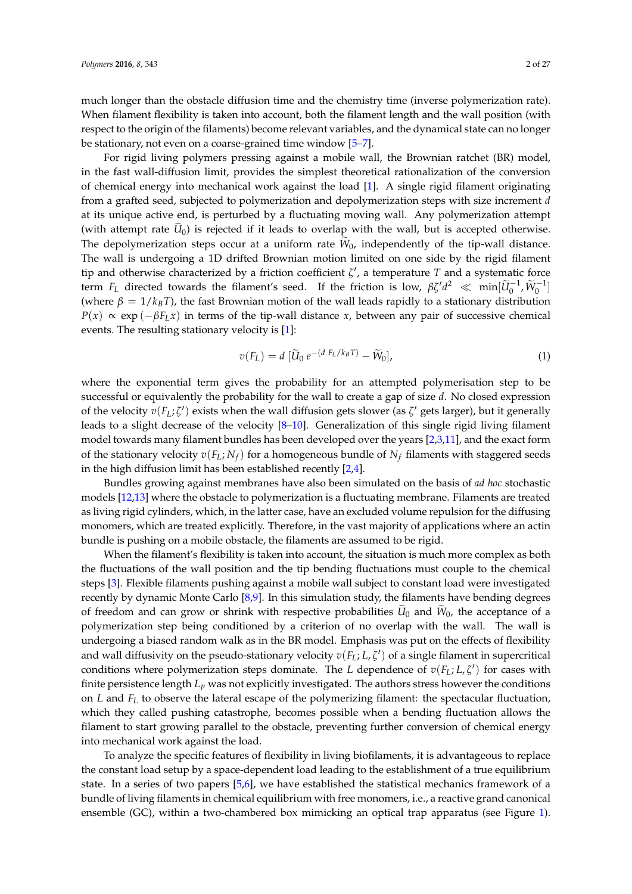much longer than the obstacle diffusion time and the chemistry time (inverse polymerization rate). When filament flexibility is taken into account, both the filament length and the wall position (with respect to the origin of the filaments) become relevant variables, and the dynamical state can no longer be stationary, not even on a coarse-grained time window [5–7].

For rigid living polymers pressing against a mobile wall, the Brownian ratchet (BR) model, in the fast wall-diffusion limit, provides the simplest theoretical rationalization of the conversion of chemical energy into mechanical work against the load [1]. A single rigid filament originating from a grafted seed, subjected to polymerization and depolymerization steps with size increment $d$ at its unique active end, is perturbed by a fluctuating moving wall. Any polymerization attempt (with attempt rate $\widetilde{U}_0$) is rejected if it leads to overlap with the wall, but is accepted otherwise. The depolymerization steps occur at a uniform rate $\widetilde{W}_0$, independently of the tip-wall distance. The wall is undergoing a 1D drifted Brownian motion limited on one side by the rigid filament tip and otherwise characterized by a friction coefficient $\zeta'$, a temperature $T$ and a systematic force term $F_L$ directed towards the filament's seed. If the friction is low, $\beta\zeta' d^2 \ll \min[\widetilde{U}_0^{-1}, \widetilde{W}_0^{-1}]$ (where $\beta = 1/k_B T$), the fast Brownian motion of the wall leads rapidly to a stationary distribution $P(x) \propto \exp(-\beta F_L x)$ in terms of the tip-wall distance $x$, between any pair of successive chemical events. The resulting stationary velocity is [1]:

$$v(F_L) = d\ [\widetilde{U}_0\, e^{-(d\ F_L/k_B T)} - \widetilde{W}_0], \tag{1}$$

where the exponential term gives the probability for an attempted polymerisation step to be successful or equivalently the probability for the wall to create a gap of size $d$. No closed expression of the velocity $v(F_L; \zeta')$ exists when the wall diffusion gets slower (as $\zeta'$ gets larger), but it generally leads to a slight decrease of the velocity [8–10]. Generalization of this single rigid living filament model towards many filament bundles has been developed over the years [2,3,11], and the exact form of the stationary velocity $v(F_L; N_f)$ for a homogeneous bundle of $N_f$ filaments with staggered seeds in the high diffusion limit has been established recently [2,4].

Bundles growing against membranes have also been simulated on the basis of *ad hoc* stochastic models [12,13] where the obstacle to polymerization is a fluctuating membrane. Filaments are treated as living rigid cylinders, which, in the latter case, have an excluded volume repulsion for the diffusing monomers, which are treated explicitly. Therefore, in the vast majority of applications where an actin bundle is pushing on a mobile obstacle, the filaments are assumed to be rigid.

When the filament's flexibility is taken into account, the situation is much more complex as both the fluctuations of the wall position and the tip bending fluctuations must couple to the chemical steps [3]. Flexible filaments pushing against a mobile wall subject to constant load were investigated recently by dynamic Monte Carlo [8,9]. In this simulation study, the filaments have bending degrees of freedom and can grow or shrink with respective probabilities $\widetilde{U}_0$ and $\widetilde{W}_0$, the acceptance of a polymerization step being conditioned by a criterion of no overlap with the wall. The wall is undergoing a biased random walk as in the BR model. Emphasis was put on the effects of flexibility and wall diffusivity on the pseudo-stationary velocity $v(F_L; L, \zeta')$ of a single filament in supercritical conditions where polymerization steps dominate. The $L$ dependence of $v(F_L; L, \zeta')$ for cases with finite persistence length $L_p$ was not explicitly investigated. The authors stress however the conditions on $L$ and $F_L$ to observe the lateral escape of the polymerizing filament: the spectacular fluctuation, which they called pushing catastrophe, becomes possible when a bending fluctuation allows the filament to start growing parallel to the obstacle, preventing further conversion of chemical energy into mechanical work against the load.

To analyze the specific features of flexibility in living biofilaments, it is advantageous to replace the constant load setup by a space-dependent load leading to the establishment of a true equilibrium state. In a series of two papers [5,6], we have established the statistical mechanics framework of a bundle of living filaments in chemical equilibrium with free monomers, i.e., a reactive grand canonical ensemble (GC), within a two-chambered box mimicking an optical trap apparatus (see Figure 1).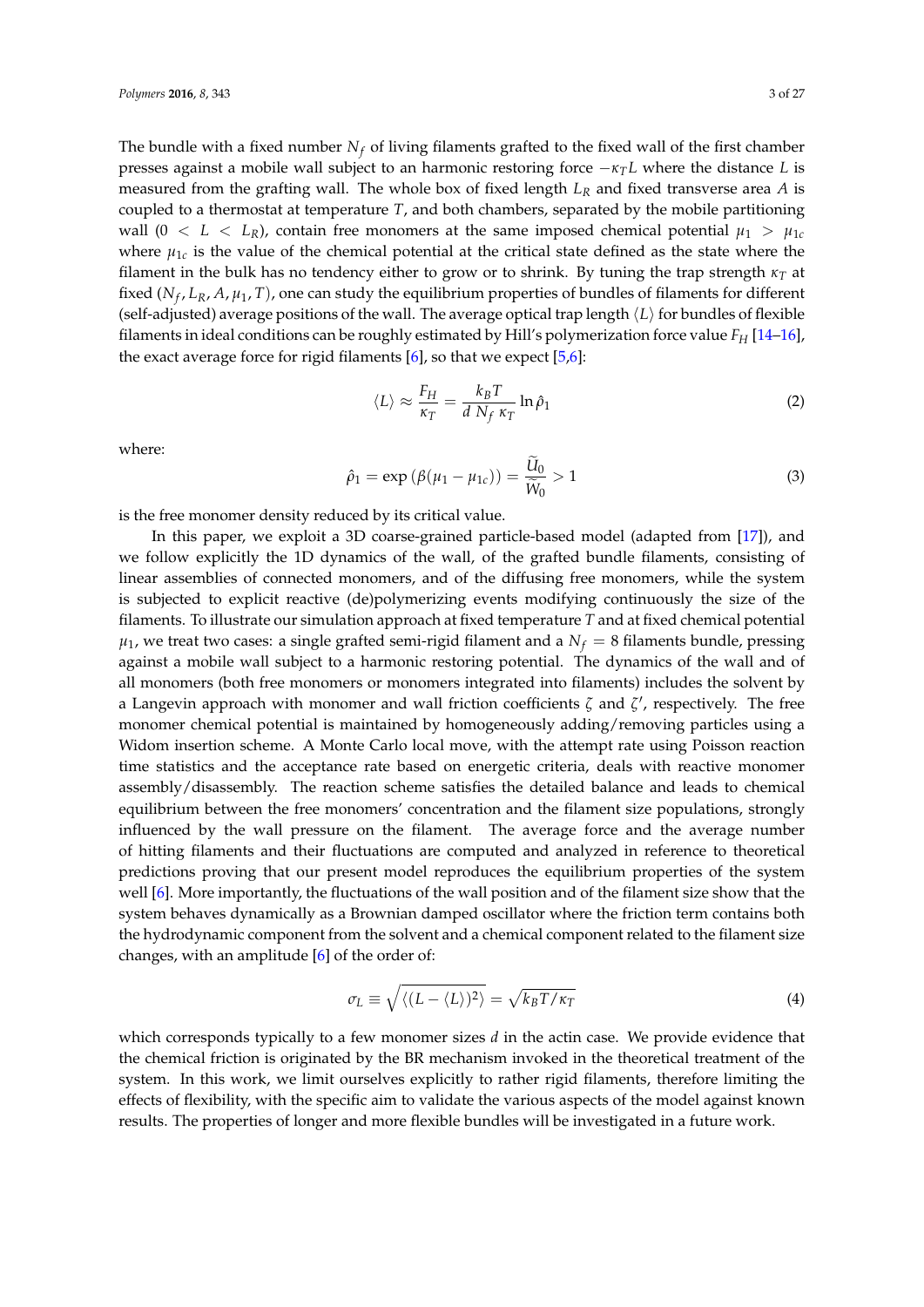The bundle with a fixed number $N_f$ of living filaments grafted to the fixed wall of the first chamber presses against a mobile wall subject to an harmonic restoring force $-\kappa_T L$ where the distance $L$ is measured from the grafting wall. The whole box of fixed length $L_R$ and fixed transverse area $A$ is coupled to a thermostat at temperature $T$, and both chambers, separated by the mobile partitioning wall ($0 < L < L_R$), contain free monomers at the same imposed chemical potential $\mu_1 > \mu_{1c}$ where $\mu_{1c}$ is the value of the chemical potential at the critical state defined as the state where the filament in the bulk has no tendency either to grow or to shrink. By tuning the trap strength $\kappa_T$ at fixed $(N_f, L_R, A, \mu_1, T)$, one can study the equilibrium properties of bundles of filaments for different (self-adjusted) average positions of the wall. The average optical trap length $\langle L \rangle$ for bundles of flexible filaments in ideal conditions can be roughly estimated by Hill's polymerization force value $F_H$ [14–16], the exact average force for rigid filaments [6], so that we expect [5,6]:

$$\langle L \rangle \approx \frac{F_H}{\kappa_T} = \frac{k_B T}{d\, N_f\, \kappa_T} \ln \hat{\rho}_1 \tag{2}$$

where:

$$\hat{\rho}_1 = \exp\left(\beta(\mu_1 - \mu_{1c})\right) = \frac{\widetilde{U}_0}{\widetilde{W}_0} > 1 \tag{3}$$

is the free monomer density reduced by its critical value.

In this paper, we exploit a 3D coarse-grained particle-based model (adapted from [17]), and we follow explicitly the 1D dynamics of the wall, of the grafted bundle filaments, consisting of linear assemblies of connected monomers, and of the diffusing free monomers, while the system is subjected to explicit reactive (de)polymerizing events modifying continuously the size of the filaments. To illustrate our simulation approach at fixed temperature $T$ and at fixed chemical potential $\mu_1$, we treat two cases: a single grafted semi-rigid filament and a $N_f = 8$ filaments bundle, pressing against a mobile wall subject to a harmonic restoring potential. The dynamics of the wall and of all monomers (both free monomers or monomers integrated into filaments) includes the solvent by a Langevin approach with monomer and wall friction coefficients $\zeta$ and $\zeta'$, respectively. The free monomer chemical potential is maintained by homogeneously adding/removing particles using a Widom insertion scheme. A Monte Carlo local move, with the attempt rate using Poisson reaction time statistics and the acceptance rate based on energetic criteria, deals with reactive monomer assembly/disassembly. The reaction scheme satisfies the detailed balance and leads to chemical equilibrium between the free monomers' concentration and the filament size populations, strongly influenced by the wall pressure on the filament. The average force and the average number of hitting filaments and their fluctuations are computed and analyzed in reference to theoretical predictions proving that our present model reproduces the equilibrium properties of the system well [6]. More importantly, the fluctuations of the wall position and of the filament size show that the system behaves dynamically as a Brownian damped oscillator where the friction term contains both the hydrodynamic component from the solvent and a chemical component related to the filament size changes, with an amplitude [6] of the order of:

$$\sigma_L \equiv \sqrt{\langle (L - \langle L \rangle)^2 \rangle} = \sqrt{k_B T / \kappa_T} \tag{4}$$

which corresponds typically to a few monomer sizes $d$ in the actin case. We provide evidence that the chemical friction is originated by the BR mechanism invoked in the theoretical treatment of the system. In this work, we limit ourselves explicitly to rather rigid filaments, therefore limiting the effects of flexibility, with the specific aim to validate the various aspects of the model against known results. The properties of longer and more flexible bundles will be investigated in a future work.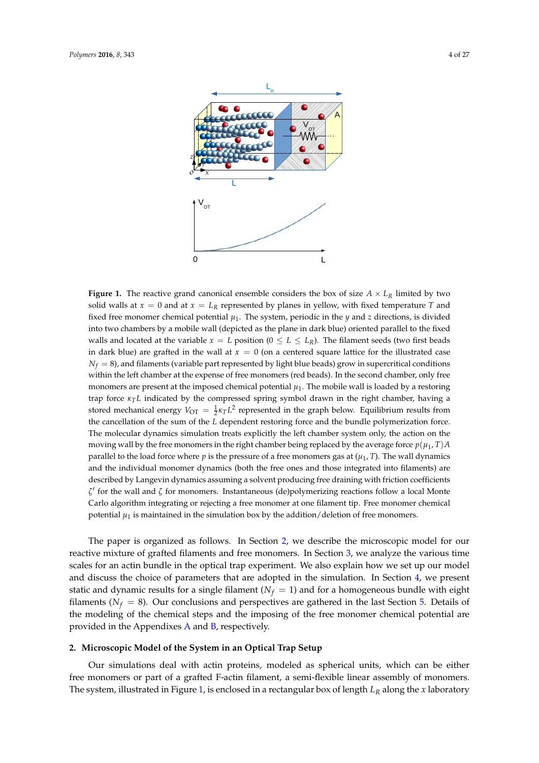**Figure 1.** The reactive grand canonical ensemble considers the box of size $A \times L_R$ limited by two solid walls at $x = 0$ and at $x = L_R$ represented by planes in yellow, with fixed temperature $T$ and fixed free monomer chemical potential $\mu_1$. The system, periodic in the $y$ and $z$ directions, is divided into two chambers by a mobile wall (depicted as the plane in dark blue) oriented parallel to the fixed walls and located at the variable $x = L$ position ($0 \leq L \leq L_R$). The filament seeds (two first beads in dark blue) are grafted in the wall at $x = 0$ (on a centered square lattice for the illustrated case $N_f = 8$), and filaments (variable part represented by light blue beads) grow in supercritical conditions within the left chamber at the expense of free monomers (red beads). In the second chamber, only free monomers are present at the imposed chemical potential $\mu_1$. The mobile wall is loaded by a restoring trap force $\kappa_T L$ indicated by the compressed spring symbol drawn in the right chamber, having a stored mechanical energy $V_{\mathrm{OT}} = \frac{1}{2}\kappa_T L^2$ represented in the graph below. Equilibrium results from the cancellation of the sum of the $L$ dependent restoring force and the bundle polymerization force. The molecular dynamics simulation treats explicitly the left chamber system only, the action on the moving wall by the free monomers in the right chamber being replaced by the average force $p(\mu_1, T)A$ parallel to the load force where $p$ is the pressure of a free monomers gas at $(\mu_1, T)$. The wall dynamics and the individual monomer dynamics (both the free ones and those integrated into filaments) are described by Langevin dynamics assuming a solvent producing free draining with friction coefficients $\zeta'$ for the wall and $\zeta$ for monomers. Instantaneous (de)polymerizing reactions follow a local Monte Carlo algorithm integrating or rejecting a free monomer at one filament tip. Free monomer chemical potential $\mu_1$ is maintained in the simulation box by the addition/deletion of free monomers.

The paper is organized as follows. In Section 2, we describe the microscopic model for our reactive mixture of grafted filaments and free monomers. In Section 3, we analyze the various time scales for an actin bundle in the optical trap experiment. We also explain how we set up our model and discuss the choice of parameters that are adopted in the simulation. In Section 4, we present static and dynamic results for a single filament ($N_f = 1$) and for a homogeneous bundle with eight filaments ($N_f = 8$). Our conclusions and perspectives are gathered in the last Section 5. Details of the modeling of the chemical steps and the imposing of the free monomer chemical potential are provided in the Appendixes A and B, respectively.

## 2. Microscopic Model of the System in an Optical Trap Setup

Our simulations deal with actin proteins, modeled as spherical units, which can be either free monomers or part of a grafted F-actin filament, a semi-flexible linear assembly of monomers. The system, illustrated in Figure 1, is enclosed in a rectangular box of length $L_R$ along the $x$ laboratory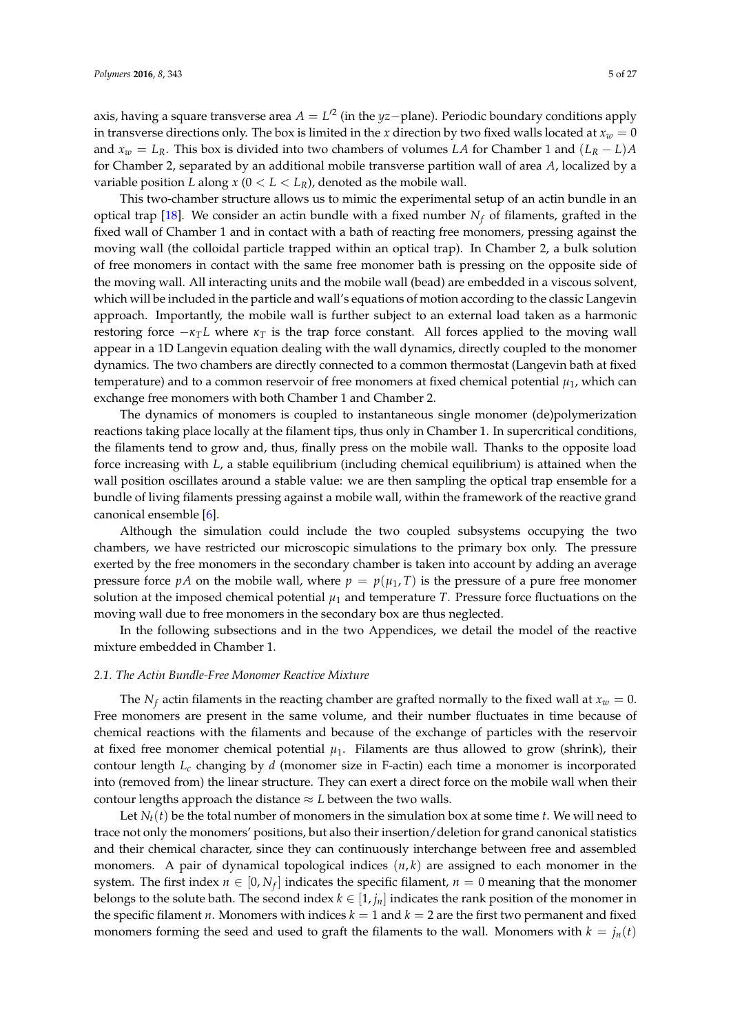axis, having a square transverse area $A = L'^2$ (in the $yz-$plane). Periodic boundary conditions apply in transverse directions only. The box is limited in the $x$ direction by two fixed walls located at $x_w = 0$ and $x_w = L_R$. This box is divided into two chambers of volumes $LA$ for Chamber 1 and $(L_R - L)A$ for Chamber 2, separated by an additional mobile transverse partition wall of area $A$, localized by a variable position $L$ along $x$ ($0 < L < L_R$), denoted as the mobile wall.

This two-chamber structure allows us to mimic the experimental setup of an actin bundle in an optical trap [18]. We consider an actin bundle with a fixed number $N_f$ of filaments, grafted in the fixed wall of Chamber 1 and in contact with a bath of reacting free monomers, pressing against the moving wall (the colloidal particle trapped within an optical trap). In Chamber 2, a bulk solution of free monomers in contact with the same free monomer bath is pressing on the opposite side of the moving wall. All interacting units and the mobile wall (bead) are embedded in a viscous solvent, which will be included in the particle and wall's equations of motion according to the classic Langevin approach. Importantly, the mobile wall is further subject to an external load taken as a harmonic restoring force $-\kappa_T L$ where $\kappa_T$ is the trap force constant. All forces applied to the moving wall appear in a 1D Langevin equation dealing with the wall dynamics, directly coupled to the monomer dynamics. The two chambers are directly connected to a common thermostat (Langevin bath at fixed temperature) and to a common reservoir of free monomers at fixed chemical potential $\mu_1$, which can exchange free monomers with both Chamber 1 and Chamber 2.

The dynamics of monomers is coupled to instantaneous single monomer (de)polymerization reactions taking place locally at the filament tips, thus only in Chamber 1. In supercritical conditions, the filaments tend to grow and, thus, finally press on the mobile wall. Thanks to the opposite load force increasing with $L$, a stable equilibrium (including chemical equilibrium) is attained when the wall position oscillates around a stable value: we are then sampling the optical trap ensemble for a bundle of living filaments pressing against a mobile wall, within the framework of the reactive grand canonical ensemble [6].

Although the simulation could include the two coupled subsystems occupying the two chambers, we have restricted our microscopic simulations to the primary box only. The pressure exerted by the free monomers in the secondary chamber is taken into account by adding an average pressure force $pA$ on the mobile wall, where $p = p(\mu_1, T)$ is the pressure of a pure free monomer solution at the imposed chemical potential $\mu_1$ and temperature $T$. Pressure force fluctuations on the moving wall due to free monomers in the secondary box are thus neglected.

In the following subsections and in the two Appendices, we detail the model of the reactive mixture embedded in Chamber 1.

### *2.1. The Actin Bundle-Free Monomer Reactive Mixture*

The $N_f$ actin filaments in the reacting chamber are grafted normally to the fixed wall at $x_w = 0$. Free monomers are present in the same volume, and their number fluctuates in time because of chemical reactions with the filaments and because of the exchange of particles with the reservoir at fixed free monomer chemical potential $\mu_1$. Filaments are thus allowed to grow (shrink), their contour length $L_c$ changing by $d$ (monomer size in F-actin) each time a monomer is incorporated into (removed from) the linear structure. They can exert a direct force on the mobile wall when their contour lengths approach the distance $\approx L$ between the two walls.

Let $N_t(t)$ be the total number of monomers in the simulation box at some time $t$. We will need to trace not only the monomers' positions, but also their insertion/deletion for grand canonical statistics and their chemical character, since they can continuously interchange between free and assembled monomers. A pair of dynamical topological indices $(n, k)$ are assigned to each monomer in the system. The first index $n \in [0, N_f]$ indicates the specific filament, $n = 0$ meaning that the monomer belongs to the solute bath. The second index $k \in [1, j_n]$ indicates the rank position of the monomer in the specific filament $n$. Monomers with indices $k = 1$ and $k = 2$ are the first two permanent and fixed monomers forming the seed and used to graft the filaments to the wall. Monomers with $k = j_n(t)$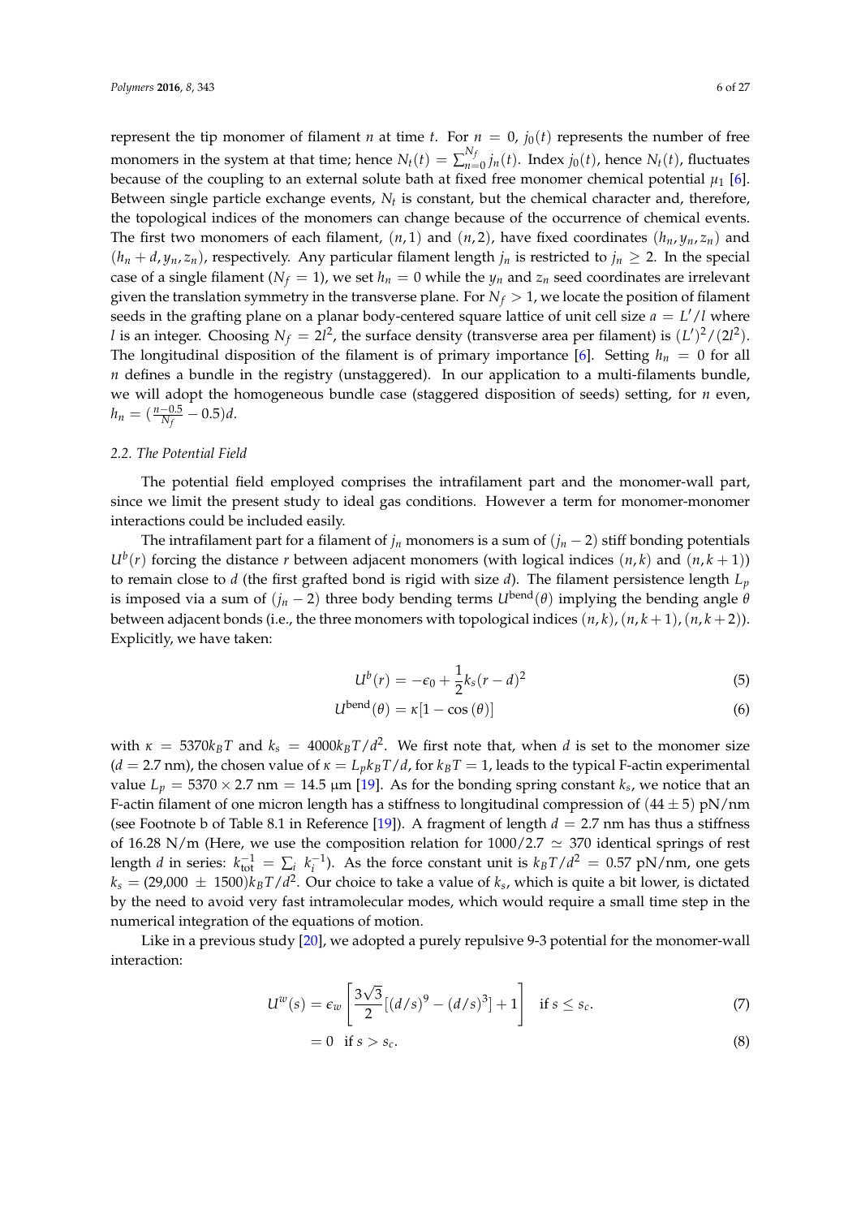represent the tip monomer of filament $n$ at time $t$. For $n = 0$, $j_0(t)$ represents the number of free monomers in the system at that time; hence $N_t(t) = \sum_{n=0}^{N_f} j_n(t)$. Index $j_0(t)$, hence $N_t(t)$, fluctuates because of the coupling to an external solute bath at fixed free monomer chemical potential $\mu_1$ [6]. Between single particle exchange events, $N_t$ is constant, but the chemical character and, therefore, the topological indices of the monomers can change because of the occurrence of chemical events. The first two monomers of each filament, $(n, 1)$ and $(n, 2)$, have fixed coordinates $(h_n, y_n, z_n)$ and $(h_n + d, y_n, z_n)$, respectively. Any particular filament length $j_n$ is restricted to $j_n \geq 2$. In the special case of a single filament ($N_f = 1$), we set $h_n = 0$ while the $y_n$ and $z_n$ seed coordinates are irrelevant given the translation symmetry in the transverse plane. For $N_f > 1$, we locate the position of filament seeds in the grafting plane on a planar body-centered square lattice of unit cell size $a = L'/l$ where $l$ is an integer. Choosing $N_f = 2l^2$, the surface density (transverse area per filament) is $(L')^2/(2l^2)$. The longitudinal disposition of the filament is of primary importance [6]. Setting $h_n = 0$ for all $n$ defines a bundle in the registry (unstaggered). In our application to a multi-filaments bundle, we will adopt the homogeneous bundle case (staggered disposition of seeds) setting, for $n$ even, $h_n = (\frac{n-0.5}{N_f} - 0.5)d$.

### 2.2. The Potential Field

The potential field employed comprises the intrafilament part and the monomer-wall part, since we limit the present study to ideal gas conditions. However a term for monomer-monomer interactions could be included easily.

The intrafilament part for a filament of $j_n$ monomers is a sum of $(j_n - 2)$ stiff bonding potentials $U^b(r)$ forcing the distance $r$ between adjacent monomers (with logical indices $(n, k)$ and $(n, k+1)$) to remain close to $d$ (the first grafted bond is rigid with size $d$). The filament persistence length $L_p$ is imposed via a sum of $(j_n - 2)$ three body bending terms $U^{\text{bend}}(\theta)$ implying the bending angle $\theta$ between adjacent bonds (i.e., the three monomers with topological indices $(n, k), (n, k+1), (n, k+2)$). Explicitly, we have taken:

$$U^b(r) = -\epsilon_0 + \frac{1}{2}k_s(r - d)^2 \tag{5}$$

$$U^{\text{bend}}(\theta) = \kappa[1 - \cos(\theta)] \tag{6}$$

with $\kappa = 5370 k_B T$ and $k_s = 4000 k_B T/d^2$. We first note that, when $d$ is set to the monomer size ($d = 2.7$ nm), the chosen value of $\kappa = L_p k_B T/d$, for $k_B T = 1$, leads to the typical F-actin experimental value $L_p = 5370 \times 2.7$ nm $= 14.5$ μm [19]. As for the bonding spring constant $k_s$, we notice that an F-actin filament of one micron length has a stiffness to longitudinal compression of $(44 \pm 5)$ pN/nm (see Footnote b of Table 8.1 in Reference [19]). A fragment of length $d = 2.7$ nm has thus a stiffness of 16.28 N/m (Here, we use the composition relation for $1000/2.7 \simeq 370$ identical springs of rest length $d$ in series: $k_{\text{tot}}^{-1} = \sum_i k_i^{-1}$). As the force constant unit is $k_B T/d^2 = 0.57$ pN/nm, one gets $k_s = (29{,}000 \pm 1500) k_B T/d^2$. Our choice to take a value of $k_s$, which is quite a bit lower, is dictated by the need to avoid very fast intramolecular modes, which would require a small time step in the numerical integration of the equations of motion.

Like in a previous study [20], we adopted a purely repulsive 9-3 potential for the monomer-wall interaction:

$$U^w(s) = \epsilon_w \left[ \frac{3\sqrt{3}}{2}[(d/s)^9 - (d/s)^3] + 1 \right] \quad \text{if } s \leq s_c. \tag{7}$$

$$= 0 \quad \text{if } s > s_c. \tag{8}$$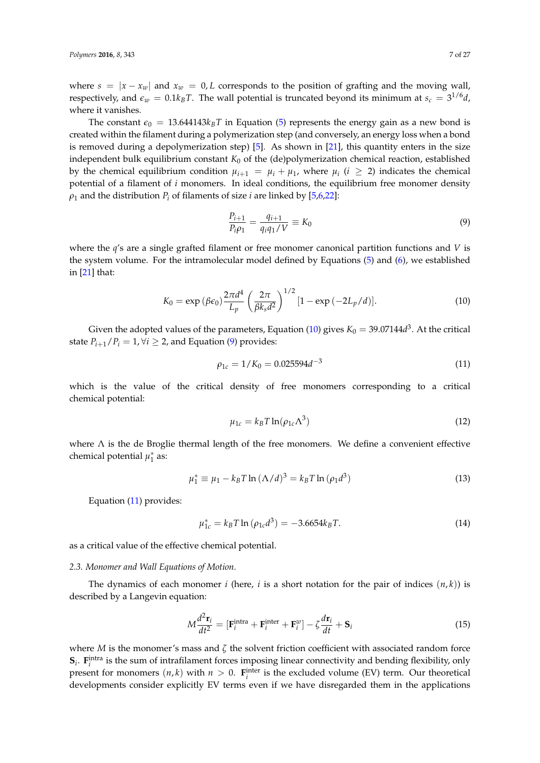where $s = |x - x_w|$ and $x_w = 0, L$ corresponds to the position of grafting and the moving wall, respectively, and $\epsilon_w = 0.1k_BT$. The wall potential is truncated beyond its minimum at $s_c = 3^{1/6}d$, where it vanishes.

The constant $\epsilon_0 = 13.644143k_BT$ in Equation (5) represents the energy gain as a new bond is created within the filament during a polymerization step (and conversely, an energy loss when a bond is removed during a depolymerization step) [5]. As shown in [21], this quantity enters in the size independent bulk equilibrium constant $K_0$ of the (de)polymerization chemical reaction, established by the chemical equilibrium condition $\mu_{i+1} = \mu_i + \mu_1$, where $\mu_i$ ($i \geq 2$) indicates the chemical potential of a filament of $i$ monomers. In ideal conditions, the equilibrium free monomer density $\rho_1$ and the distribution $P_i$ of filaments of size $i$ are linked by [5,6,22]:

$$\frac{P_{i+1}}{P_i \rho_1} = \frac{q_{i+1}}{q_i q_1 / V} \equiv K_0 \tag{9}$$

where the $q$'s are a single grafted filament or free monomer canonical partition functions and $V$ is the system volume. For the intramolecular model defined by Equations (5) and (6), we established in [21] that:

$$K_0 = \exp\left(\beta\epsilon_0\right)\frac{2\pi d^4}{L_p}\left(\frac{2\pi}{\beta k_s d^2}\right)^{1/2}\left[1 - \exp\left(-2L_p/d\right)\right]. \tag{10}$$

Given the adopted values of the parameters, Equation (10) gives $K_0 = 39.07144d^3$. At the critical state $P_{i+1}/P_i = 1, \forall i \geq 2$, and Equation (9) provides:

$$\rho_{1c} = 1/K_0 = 0.025594d^{-3} \tag{11}$$

which is the value of the critical density of free monomers corresponding to a critical chemical potential:

$$\mu_{1c} = k_BT\ln(\rho_{1c}\Lambda^3) \tag{12}$$

where $\Lambda$ is the de Broglie thermal length of the free monomers. We define a convenient effective chemical potential $\mu_1^*$ as:

$$\mu_1^* \equiv \mu_1 - k_BT\ln\left(\Lambda/d\right)^3 = k_BT\ln\left(\rho_1 d^3\right) \tag{13}$$

Equation (11) provides:

$$\mu_{1c}^* = k_BT\ln\left(\rho_{1c}d^3\right) = -3.6654k_BT. \tag{14}$$

as a critical value of the effective chemical potential.

### 2.3. Monomer and Wall Equations of Motion.

The dynamics of each monomer $i$ (here, $i$ is a short notation for the pair of indices $(n,k)$) is described by a Langevin equation:

$$M\frac{d^2\mathbf{r}_i}{dt^2} = \left[\mathbf{F}_i^{\text{intra}} + \mathbf{F}_i^{\text{inter}} + \mathbf{F}_i^{w}\right] - \zeta\frac{d\mathbf{r}_i}{dt} + \mathbf{S}_i \tag{15}$$

where $M$ is the monomer's mass and $\zeta$ the solvent friction coefficient with associated random force $\mathbf{S}_i$. $\mathbf{F}_i^{\text{intra}}$ is the sum of intrafilament forces imposing linear connectivity and bending flexibility, only present for monomers $(n,k)$ with $n > 0$. $\mathbf{F}_i^{\text{inter}}$ is the excluded volume (EV) term. Our theoretical developments consider explicitly EV terms even if we have disregarded them in the applications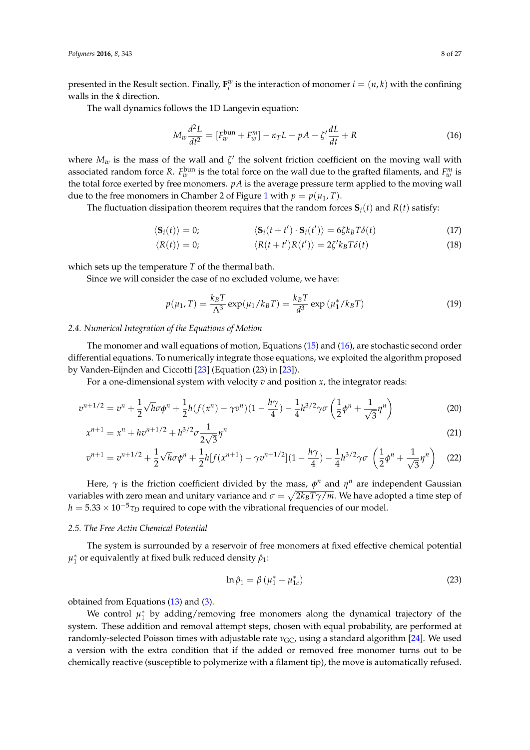presented in the Result section. Finally, $\mathbf{F}_i^w$ is the interaction of monomer $i = (n, k)$ with the confining walls in the $\hat{\mathbf{x}}$ direction.

The wall dynamics follows the 1D Langevin equation:

$$M_w \frac{d^2 L}{dt^2} = [F_w^{\mathrm{bun}} + F_w^m] - \kappa_T L - pA - \zeta' \frac{dL}{dt} + R \tag{16}$$

where $M_w$ is the mass of the wall and $\zeta'$ the solvent friction coefficient on the moving wall with associated random force $R$. $F_w^{\mathrm{bun}}$ is the total force on the wall due to the grafted filaments, and $F_w^m$ is the total force exerted by free monomers. $pA$ is the average pressure term applied to the moving wall due to the free monomers in Chamber 2 of Figure 1 with $p = p(\mu_1, T)$.

The fluctuation dissipation theorem requires that the random forces $\mathbf{S}_i(t)$ and $R(t)$ satisfy:

$$\langle \mathbf{S}_i(t) \rangle = 0; \qquad \langle \mathbf{S}_i(t+t') \cdot \mathbf{S}_i(t') \rangle = 6\zeta k_B T \delta(t) \tag{17}$$

$$\langle R(t) \rangle = 0; \qquad \langle R(t+t') R(t') \rangle = 2\zeta' k_B T \delta(t) \tag{18}$$

which sets up the temperature $T$ of the thermal bath.

Since we will consider the case of no excluded volume, we have:

$$p(\mu_1, T) = \frac{k_B T}{\Lambda^3} \exp(\mu_1 / k_B T) = \frac{k_B T}{d^3} \exp\left(\mu_1^* / k_B T\right) \tag{19}$$

### 2.4. Numerical Integration of the Equations of Motion

The monomer and wall equations of motion, Equations (15) and (16), are stochastic second order differential equations. To numerically integrate those equations, we exploited the algorithm proposed by Vanden-Eijnden and Ciccotti [23] (Equation (23) in [23]).

For a one-dimensional system with velocity $v$ and position $x$, the integrator reads:

$$v^{n+1/2} = v^n + \frac{1}{2}\sqrt{h}\sigma\phi^n + \frac{1}{2}h(f(x^n) - \gamma v^n)(1 - \frac{h\gamma}{4}) - \frac{1}{4}h^{3/2}\gamma\sigma\left(\frac{1}{2}\phi^n + \frac{1}{\sqrt{3}}\eta^n\right) \tag{20}$$

$$x^{n+1} = x^n + hv^{n+1/2} + h^{3/2}\sigma\frac{1}{2\sqrt{3}}\eta^n \tag{21}$$

$$v^{n+1} = v^{n+1/2} + \frac{1}{2}\sqrt{h}\sigma\phi^n + \frac{1}{2}h[f(x^{n+1}) - \gamma v^{n+1/2}](1 - \frac{h\gamma}{4}) - \frac{1}{4}h^{3/2}\gamma\sigma\left(\frac{1}{2}\phi^n + \frac{1}{\sqrt{3}}\eta^n\right) \tag{22}$$

Here, $\gamma$ is the friction coefficient divided by the mass, $\phi^n$ and $\eta^n$ are independent Gaussian variables with zero mean and unitary variance and $\sigma = \sqrt{2k_B T\gamma/m}$. We have adopted a time step of $h = 5.33 \times 10^{-5}\tau_D$ required to cope with the vibrational frequencies of our model.

### 2.5. The Free Actin Chemical Potential

The system is surrounded by a reservoir of free monomers at fixed effective chemical potential $\mu_1^*$ or equivalently at fixed bulk reduced density $\hat{\rho}_1$:

$$\ln \hat{\rho}_1 = \beta\left(\mu_1^* - \mu_{1c}^*\right) \tag{23}$$

obtained from Equations (13) and (3).

We control $\mu_1^*$ by adding/removing free monomers along the dynamical trajectory of the system. These addition and removal attempt steps, chosen with equal probability, are performed at randomly-selected Poisson times with adjustable rate $\nu_{\mathrm{GC}}$, using a standard algorithm [24]. We used a version with the extra condition that if the added or removed free monomer turns out to be chemically reactive (susceptible to polymerize with a filament tip), the move is automatically refused.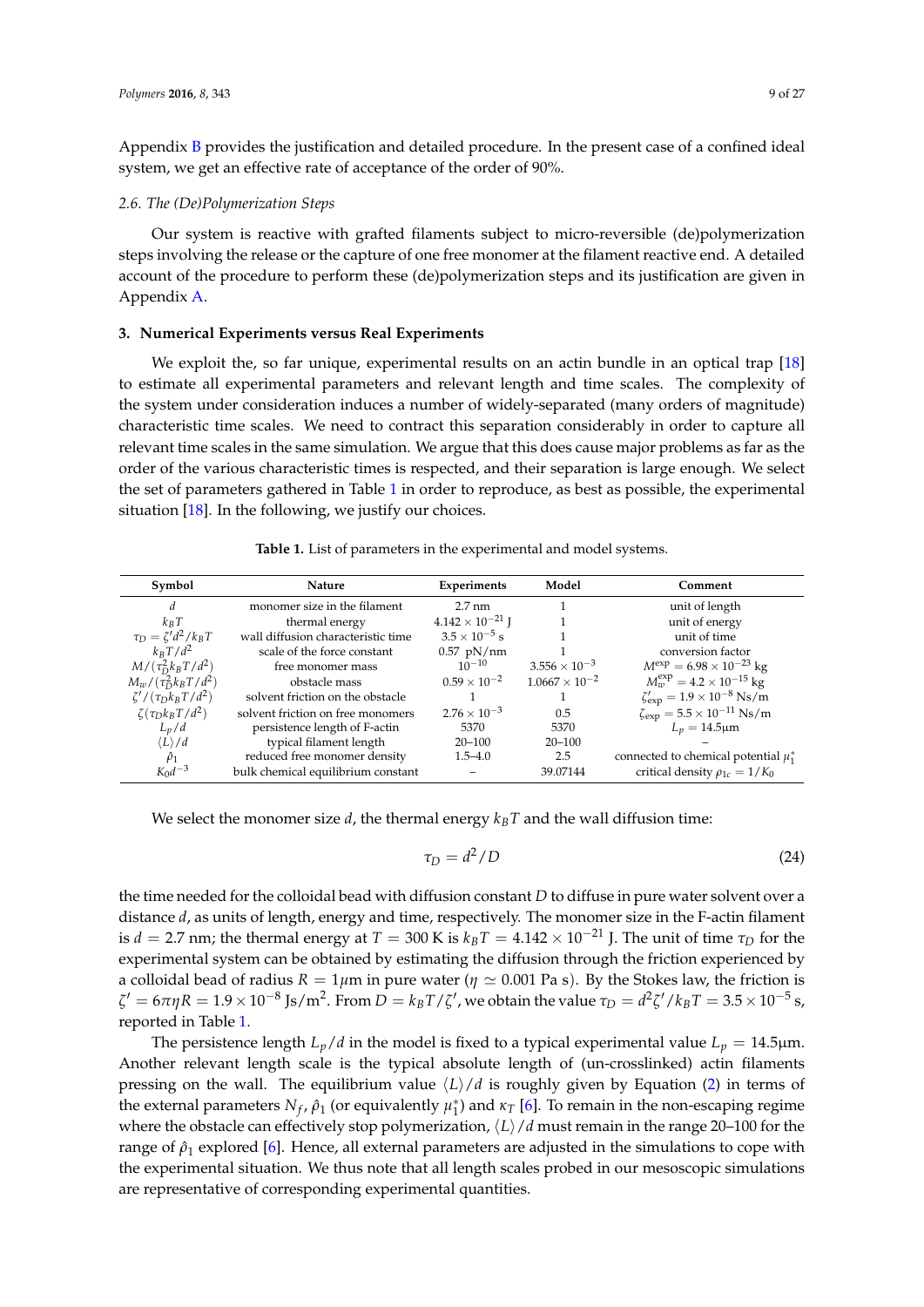Appendix B provides the justification and detailed procedure. In the present case of a confined ideal system, we get an effective rate of acceptance of the order of 90%.

### 2.6. The (De)Polymerization Steps

Our system is reactive with grafted filaments subject to micro-reversible (de)polymerization steps involving the release or the capture of one free monomer at the filament reactive end. A detailed account of the procedure to perform these (de)polymerization steps and its justification are given in Appendix A.

## 3. Numerical Experiments versus Real Experiments

We exploit the, so far unique, experimental results on an actin bundle in an optical trap [18] to estimate all experimental parameters and relevant length and time scales. The complexity of the system under consideration induces a number of widely-separated (many orders of magnitude) characteristic time scales. We need to contract this separation considerably in order to capture all relevant time scales in the same simulation. We argue that this does cause major problems as far as the order of the various characteristic times is respected, and their separation is large enough. We select the set of parameters gathered in Table 1 in order to reproduce, as best as possible, the experimental situation [18]. In the following, we justify our choices.

**Table 1.** List of parameters in the experimental and model systems.

| Symbol | Nature | Experiments | Model | Comment |
|---|---|---|---|---|
| $d$ | monomer size in the filament | 2.7 nm | 1 | unit of length |
| $k_BT$ | thermal energy | $4.142 \times 10^{-21}$ J | 1 | unit of energy |
| $\tau_D = \zeta' d^2/k_BT$ | wall diffusion characteristic time | $3.5 \times 10^{-5}$ s | 1 | unit of time |
| $k_BT/d^2$ | scale of the force constant | 0.57 pN/nm | 1 | conversion factor |
| $M/(\tau_D^2 k_BT/d^2)$ | free monomer mass | $10^{-10}$ | $3.556 \times 10^{-3}$ | $M^{\rm exp} = 6.98 \times 10^{-23}$ kg |
| $M_w/(\tau_D^2 k_BT/d^2)$ | obstacle mass | $0.59 \times 10^{-2}$ | $1.0667 \times 10^{-2}$ | $M_w^{\rm exp} = 4.2 \times 10^{-15}$ kg |
| $\zeta'/(\tau_D k_BT/d^2)$ | solvent friction on the obstacle | 1 | 1 | $\zeta'_{\rm exp} = 1.9 \times 10^{-8}$ Ns/m |
| $\zeta(\tau_D k_BT/d^2)$ | solvent friction on free monomers | $2.76 \times 10^{-3}$ | 0.5 | $\zeta_{\rm exp} = 5.5 \times 10^{-11}$ Ns/m |
| $L_p/d$ | persistence length of F-actin | 5370 | 5370 | $L_p = 14.5\mu$m |
| $\langle L \rangle/d$ | typical filament length | 20–100 | 20–100 | – |
| $\hat{\rho}_1$ | reduced free monomer density | 1.5–4.0 | 2.5 | connected to chemical potential $\mu_1^*$ |
| $K_0 d^{-3}$ | bulk chemical equilibrium constant | – | 39.07144 | critical density $\rho_{1c} = 1/K_0$ |

We select the monomer size $d$, the thermal energy $k_BT$ and the wall diffusion time:

$$\tau_D = d^2/D \tag{24}$$

the time needed for the colloidal bead with diffusion constant $D$ to diffuse in pure water solvent over a distance $d$, as units of length, energy and time, respectively. The monomer size in the F-actin filament is $d = 2.7$ nm; the thermal energy at $T = 300$ K is $k_BT = 4.142 \times 10^{-21}$ J. The unit of time $\tau_D$ for the experimental system can be obtained by estimating the diffusion through the friction experienced by a colloidal bead of radius $R = 1\,\mu$m in pure water ($\eta \simeq 0.001$ Pa s). By the Stokes law, the friction is $\zeta' = 6\pi\eta R = 1.9 \times 10^{-8}$ Js/m$^2$. From $D = k_BT/\zeta'$, we obtain the value $\tau_D = d^2\zeta'/k_BT = 3.5 \times 10^{-5}$ s, reported in Table 1.

The persistence length $L_p/d$ in the model is fixed to a typical experimental value $L_p = 14.5\mu$m. Another relevant length scale is the typical absolute length of (un-crosslinked) actin filaments pressing on the wall. The equilibrium value $\langle L \rangle/d$ is roughly given by Equation (2) in terms of the external parameters $N_f$, $\hat{\rho}_1$ (or equivalently $\mu_1^*$) and $\kappa_T$ [6]. To remain in the non-escaping regime where the obstacle can effectively stop polymerization, $\langle L \rangle/d$ must remain in the range 20–100 for the range of $\hat{\rho}_1$ explored [6]. Hence, all external parameters are adjusted in the simulations to cope with the experimental situation. We thus note that all length scales probed in our mesoscopic simulations are representative of corresponding experimental quantities.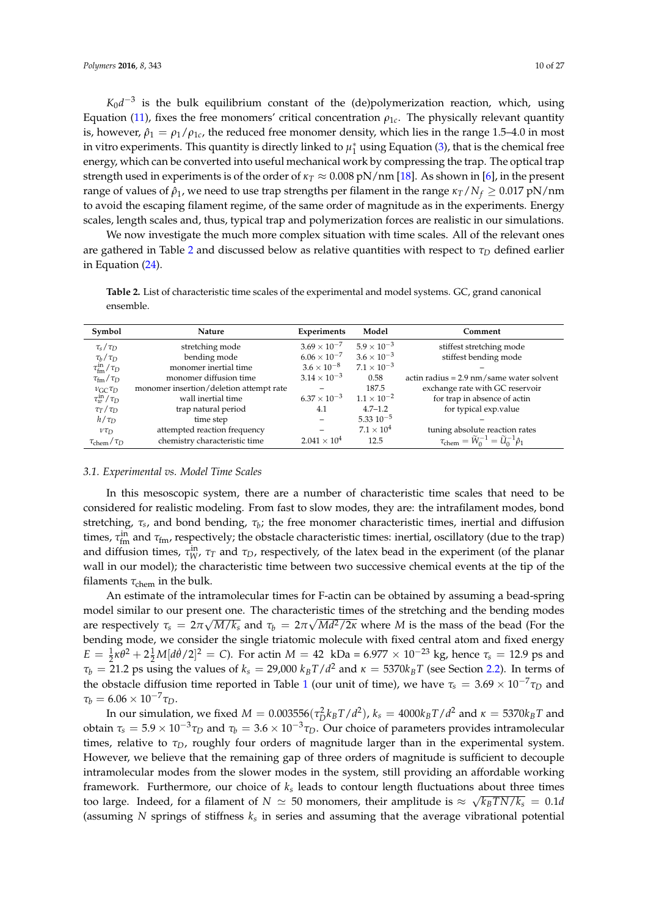$K_0 d^{-3}$ is the bulk equilibrium constant of the (de)polymerization reaction, which, using Equation (11), fixes the free monomers' critical concentration $\rho_{1c}$. The physically relevant quantity is, however, $\hat{\rho}_1 = \rho_1/\rho_{1c}$, the reduced free monomer density, which lies in the range 1.5–4.0 in most in vitro experiments. This quantity is directly linked to $\mu_1^*$ using Equation (3), that is the chemical free energy, which can be converted into useful mechanical work by compressing the trap. The optical trap strength used in experiments is of the order of $\kappa_T \approx 0.008$ pN/nm [18]. As shown in [6], in the present range of values of $\hat{\rho}_1$, we need to use trap strengths per filament in the range $\kappa_T/N_f \geq 0.017$ pN/nm to avoid the escaping filament regime, of the same order of magnitude as in the experiments. Energy scales, length scales and, thus, typical trap and polymerization forces are realistic in our simulations.

We now investigate the much more complex situation with time scales. All of the relevant ones are gathered in Table 2 and discussed below as relative quantities with respect to $\tau_D$ defined earlier in Equation (24).

**Table 2.** List of characteristic time scales of the experimental and model systems. GC, grand canonical ensemble.

| Symbol | Nature | Experiments | Model | Comment |
|---|---|---|---|---|
| $\tau_s/\tau_D$ | stretching mode | $3.69 \times 10^{-7}$ | $5.9 \times 10^{-3}$ | stiffest stretching mode |
| $\tau_b/\tau_D$ | bending mode | $6.06 \times 10^{-7}$ | $3.6 \times 10^{-3}$ | stiffest bending mode |
| $\tau_{\rm fm}^{\rm in}/\tau_D$ | monomer inertial time | $3.6 \times 10^{-8}$ | $7.1 \times 10^{-3}$ | – |
| $\tau_{\rm fm}/\tau_D$ | monomer diffusion time | $3.14 \times 10^{-3}$ | 0.58 | actin radius = 2.9 nm/same water solvent |
| $\nu_{\rm GC}\tau_D$ | monomer insertion/deletion attempt rate | – | 187.5 | exchange rate with GC reservoir |
| $\tau_w^{\rm in}/\tau_D$ | wall inertial time | $6.37 \times 10^{-3}$ | $1.1 \times 10^{-2}$ | for trap in absence of actin |
| $\tau_T/\tau_D$ | trap natural period | 4.1 | 4.7–1.2 | for typical exp.value |
| $h/\tau_D$ | time step | – | $5.33\ 10^{-5}$ | – |
| $\nu\tau_D$ | attempted reaction frequency | – | $7.1 \times 10^4$ | tuning absolute reaction rates |
| $\tau_{\rm chem}/\tau_D$ | chemistry characteristic time | $2.041 \times 10^4$ | 12.5 | $\tau_{\rm chem} = \widetilde{W}_0^{-1} = \widetilde{U}_0^{-1}\hat{\rho}_1$ |

### 3.1. Experimental vs. Model Time Scales

In this mesoscopic system, there are a number of characteristic time scales that need to be considered for realistic modeling. From fast to slow modes, they are: the intrafilament modes, bond stretching, $\tau_s$, and bond bending, $\tau_b$; the free monomer characteristic times, inertial and diffusion times, $\tau_{\rm fm}^{\rm in}$ and $\tau_{\rm fm}$, respectively; the obstacle characteristic times: inertial, oscillatory (due to the trap) and diffusion times, $\tau_W^{\rm in}$, $\tau_T$ and $\tau_D$, respectively, of the latex bead in the experiment (of the planar wall in our model); the characteristic time between two successive chemical events at the tip of the filaments $\tau_{\rm chem}$ in the bulk.

An estimate of the intramolecular times for F-actin can be obtained by assuming a bead-spring model similar to our present one. The characteristic times of the stretching and the bending modes are respectively $\tau_s = 2\pi\sqrt{M/k_s}$ and $\tau_b = 2\pi\sqrt{Md^2/2\kappa}$ where $M$ is the mass of the bead (For the bending mode, we consider the single triatomic molecule with fixed central atom and fixed energy $E = \frac{1}{2}\kappa\theta^2 + 2\frac{1}{2}M[d\dot{\theta}/2]^2 = C$). For actin $M = 42$ kDa = $6.977 \times 10^{-23}$ kg, hence $\tau_s = 12.9$ ps and $\tau_b = 21.2$ ps using the values of $k_s = 29{,}000\ k_BT/d^2$ and $\kappa = 5370 k_BT$ (see Section 2.2). In terms of the obstacle diffusion time reported in Table 1 (our unit of time), we have $\tau_s = 3.69 \times 10^{-7}\tau_D$ and $\tau_b = 6.06 \times 10^{-7}\tau_D$.

In our simulation, we fixed $M = 0.003556(\tau_D^2 k_BT/d^2)$, $k_s = 4000 k_BT/d^2$ and $\kappa = 5370 k_BT$ and obtain $\tau_s = 5.9 \times 10^{-3}\tau_D$ and $\tau_b = 3.6 \times 10^{-3}\tau_D$. Our choice of parameters provides intramolecular times, relative to $\tau_D$, roughly four orders of magnitude larger than in the experimental system. However, we believe that the remaining gap of three orders of magnitude is sufficient to decouple intramolecular modes from the slower modes in the system, still providing an affordable working framework. Furthermore, our choice of $k_s$ leads to contour length fluctuations about three times too large. Indeed, for a filament of $N \simeq 50$ monomers, their amplitude is $\approx \sqrt{k_BTN/k_s} = 0.1d$ (assuming $N$ springs of stiffness $k_s$ in series and assuming that the average vibrational potential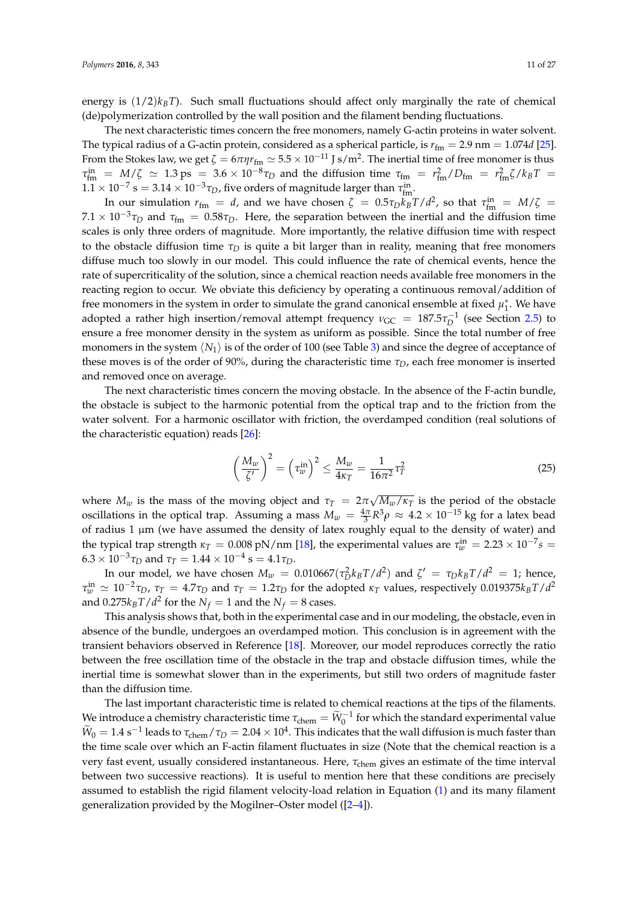energy is $(1/2)k_BT$). Such small fluctuations should affect only marginally the rate of chemical (de)polymerization controlled by the wall position and the filament bending fluctuations.

The next characteristic times concern the free monomers, namely G-actin proteins in water solvent. The typical radius of a G-actin protein, considered as a spherical particle, is $r_{\rm fm} = 2.9$ nm $= 1.074d$ [25]. From the Stokes law, we get $\zeta = 6\pi\eta r_{\rm fm} \simeq 5.5\times10^{-11}$ J s/m$^2$. The inertial time of free monomer is thus $\tau_{\rm fm}^{\rm in} = M/\zeta \simeq 1.3$ ps $= 3.6\times10^{-8}\tau_D$ and the diffusion time $\tau_{\rm fm} = r_{\rm fm}^2/D_{\rm fm} = r_{\rm fm}^2\zeta/k_BT = 1.1\times10^{-7}$ s $= 3.14\times10^{-3}\tau_D$, five orders of magnitude larger than $\tau_{\rm fm}^{\rm in}$.

In our simulation $r_{\rm fm} = d$, and we have chosen $\zeta = 0.5\tau_D k_BT/d^2$, so that $\tau_{\rm fm}^{\rm in} = M/\zeta = 7.1\times10^{-3}\tau_D$ and $\tau_{\rm fm} = 0.58\tau_D$. Here, the separation between the inertial and the diffusion time scales is only three orders of magnitude. More importantly, the relative diffusion time with respect to the obstacle diffusion time $\tau_D$ is quite a bit larger than in reality, meaning that free monomers diffuse much too slowly in our model. This could influence the rate of chemical events, hence the rate of supercriticality of the solution, since a chemical reaction needs available free monomers in the reacting region to occur. We obviate this deficiency by operating a continuous removal/addition of free monomers in the system in order to simulate the grand canonical ensemble at fixed $\mu_1^*$. We have adopted a rather high insertion/removal attempt frequency $\nu_{\rm GC} = 187.5\tau_D^{-1}$ (see Section 2.5) to ensure a free monomer density in the system as uniform as possible. Since the total number of free monomers in the system $\langle N_1\rangle$ is of the order of 100 (see Table 3) and since the degree of acceptance of these moves is of the order of 90%, during the characteristic time $\tau_D$, each free monomer is inserted and removed once on average.

The next characteristic times concern the moving obstacle. In the absence of the F-actin bundle, the obstacle is subject to the harmonic potential from the optical trap and to the friction from the water solvent. For a harmonic oscillator with friction, the overdamped condition (real solutions of the characteristic equation) reads [26]:

$$\left(\frac{M_w}{\zeta'}\right)^2 = \left(\tau_w^{\rm in}\right)^2 \leq \frac{M_w}{4\kappa_T} = \frac{1}{16\pi^2}\tau_T^2 \tag{25}$$

where $M_w$ is the mass of the moving object and $\tau_T = 2\pi\sqrt{M_w/\kappa_T}$ is the period of the obstacle oscillations in the optical trap. Assuming a mass $M_w = \frac{4\pi}{3}R^3\rho \approx 4.2\times10^{-15}$ kg for a latex bead of radius 1 μm (we have assumed the density of latex roughly equal to the density of water) and the typical trap strength $\kappa_T = 0.008$ pN/nm [18], the experimental values are $\tau_w^{\rm in} = 2.23\times10^{-7}s = 6.3\times10^{-3}\tau_D$ and $\tau_T = 1.44\times10^{-4}$ s $= 4.1\tau_D$.

In our model, we have chosen $M_w = 0.010667(\tau_D^2 k_BT/d^2)$ and $\zeta' = \tau_D k_BT/d^2 = 1$; hence, $\tau_w^{\rm in} \simeq 10^{-2}\tau_D$, $\tau_T = 4.7\tau_D$ and $\tau_T = 1.2\tau_D$ for the adopted $\kappa_T$ values, respectively $0.019375k_BT/d^2$ and $0.275k_BT/d^2$ for the $N_f = 1$ and the $N_f = 8$ cases.

This analysis shows that, both in the experimental case and in our modeling, the obstacle, even in absence of the bundle, undergoes an overdamped motion. This conclusion is in agreement with the transient behaviors observed in Reference [18]. Moreover, our model reproduces correctly the ratio between the free oscillation time of the obstacle in the trap and obstacle diffusion times, while the inertial time is somewhat slower than in the experiments, but still two orders of magnitude faster than the diffusion time.

The last important characteristic time is related to chemical reactions at the tips of the filaments. We introduce a chemistry characteristic time $\tau_{\rm chem} = \widetilde{W}_0^{-1}$ for which the standard experimental value $\widetilde{W}_0 = 1.4$ s$^{-1}$ leads to $\tau_{\rm chem}/\tau_D = 2.04\times10^4$. This indicates that the wall diffusion is much faster than the time scale over which an F-actin filament fluctuates in size (Note that the chemical reaction is a very fast event, usually considered instantaneous. Here, $\tau_{\rm chem}$ gives an estimate of the time interval between two successive reactions). It is useful to mention here that these conditions are precisely assumed to establish the rigid filament velocity-load relation in Equation (1) and its many filament generalization provided by the Mogilner–Oster model ([2–4]).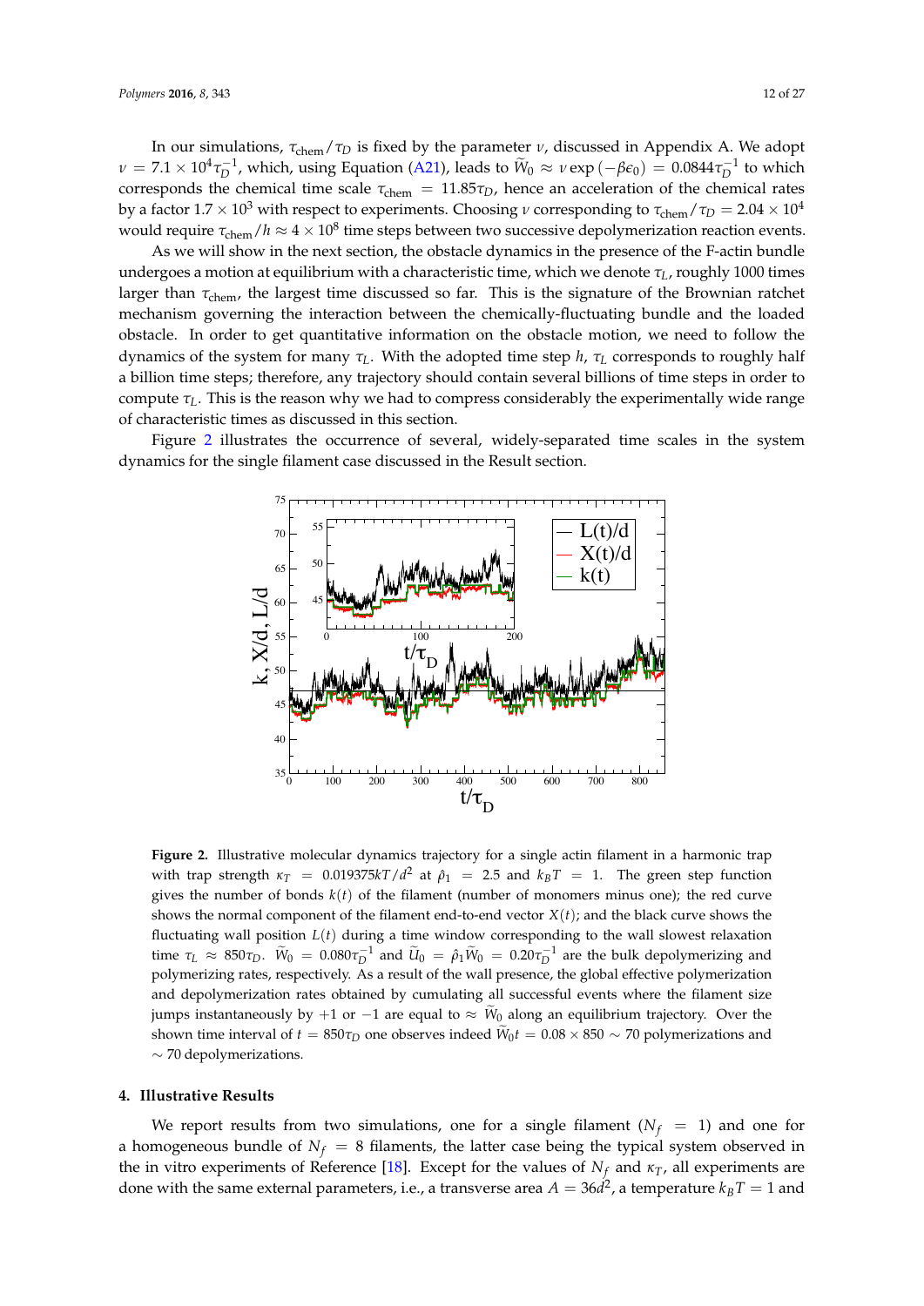In our simulations, $\tau_{\text{chem}}/\tau_D$ is fixed by the parameter $\nu$, discussed in Appendix A. We adopt $\nu = 7.1 \times 10^4 \tau_D^{-1}$, which, using Equation (A21), leads to $\widetilde{W}_0 \approx \nu \exp(-\beta\epsilon_0) = 0.0844\tau_D^{-1}$ to which corresponds the chemical time scale $\tau_{\text{chem}} = 11.85\tau_D$, hence an acceleration of the chemical rates by a factor $1.7 \times 10^3$ with respect to experiments. Choosing $\nu$ corresponding to $\tau_{\text{chem}}/\tau_D = 2.04 \times 10^4$ would require $\tau_{\text{chem}}/h \approx 4 \times 10^8$ time steps between two successive depolymerization reaction events.

As we will show in the next section, the obstacle dynamics in the presence of the F-actin bundle undergoes a motion at equilibrium with a characteristic time, which we denote $\tau_L$, roughly 1000 times larger than $\tau_{\text{chem}}$, the largest time discussed so far. This is the signature of the Brownian ratchet mechanism governing the interaction between the chemically-fluctuating bundle and the loaded obstacle. In order to get quantitative information on the obstacle motion, we need to follow the dynamics of the system for many $\tau_L$. With the adopted time step $h$, $\tau_L$ corresponds to roughly half a billion time steps; therefore, any trajectory should contain several billions of time steps in order to compute $\tau_L$. This is the reason why we had to compress considerably the experimentally wide range of characteristic times as discussed in this section.

Figure 2 illustrates the occurrence of several, widely-separated time scales in the system dynamics for the single filament case discussed in the Result section.

**Figure 2.** Illustrative molecular dynamics trajectory for a single actin filament in a harmonic trap with trap strength $\kappa_T = 0.019375kT/d^2$ at $\hat{\rho}_1 = 2.5$ and $k_BT = 1$. The green step function gives the number of bonds $k(t)$ of the filament (number of monomers minus one); the red curve shows the normal component of the filament end-to-end vector $X(t)$; and the black curve shows the fluctuating wall position $L(t)$ during a time window corresponding to the wall slowest relaxation time $\tau_L \approx 850\tau_D$. $\widetilde{W}_0 = 0.080\tau_D^{-1}$ and $\widetilde{U}_0 = \hat{\rho}_1\widetilde{W}_0 = 0.20\tau_D^{-1}$ are the bulk depolymerizing and polymerizing rates, respectively. As a result of the wall presence, the global effective polymerization and depolymerization rates obtained by cumulating all successful events where the filament size jumps instantaneously by $+1$ or $-1$ are equal to $\approx \widetilde{W}_0$ along an equilibrium trajectory. Over the shown time interval of $t = 850\tau_D$ one observes indeed $\widetilde{W}_0 t = 0.08 \times 850 \sim 70$ polymerizations and $\sim 70$ depolymerizations.

## 4. Illustrative Results

We report results from two simulations, one for a single filament ($N_f = 1$) and one for a homogeneous bundle of $N_f = 8$ filaments, the latter case being the typical system observed in the in vitro experiments of Reference [18]. Except for the values of $N_f$ and $\kappa_T$, all experiments are done with the same external parameters, i.e., a transverse area $A = 36d^2$, a temperature $k_BT = 1$ and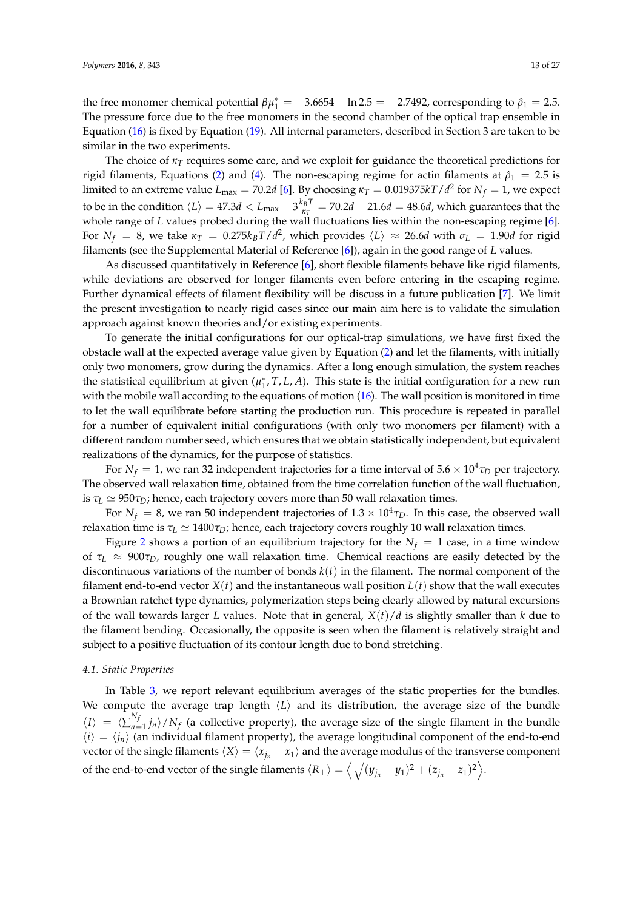the free monomer chemical potential $\beta\mu_1^* = -3.6654 + \ln 2.5 = -2.7492$, corresponding to $\hat{\rho}_1 = 2.5$. The pressure force due to the free monomers in the second chamber of the optical trap ensemble in Equation (16) is fixed by Equation (19). All internal parameters, described in Section 3 are taken to be similar in the two experiments.

The choice of $\kappa_T$ requires some care, and we exploit for guidance the theoretical predictions for rigid filaments, Equations (2) and (4). The non-escaping regime for actin filaments at $\hat{\rho}_1 = 2.5$ is limited to an extreme value $L_{\max} = 70.2d$ [6]. By choosing $\kappa_T = 0.019375kT/d^2$ for $N_f = 1$, we expect to be in the condition $\langle L \rangle = 47.3d < L_{\max} - 3\frac{k_B T}{\kappa_T} = 70.2d - 21.6d = 48.6d$, which guarantees that the whole range of $L$ values probed during the wall fluctuations lies within the non-escaping regime [6]. For $N_f = 8$, we take $\kappa_T = 0.275k_BT/d^2$, which provides $\langle L \rangle \approx 26.6d$ with $\sigma_L = 1.90d$ for rigid filaments (see the Supplemental Material of Reference [6]), again in the good range of $L$ values.

As discussed quantitatively in Reference [6], short flexible filaments behave like rigid filaments, while deviations are observed for longer filaments even before entering in the escaping regime. Further dynamical effects of filament flexibility will be discuss in a future publication [7]. We limit the present investigation to nearly rigid cases since our main aim here is to validate the simulation approach against known theories and/or existing experiments.

To generate the initial configurations for our optical-trap simulations, we have first fixed the obstacle wall at the expected average value given by Equation (2) and let the filaments, with initially only two monomers, grow during the dynamics. After a long enough simulation, the system reaches the statistical equilibrium at given $(\mu_1^*, T, L, A)$. This state is the initial configuration for a new run with the mobile wall according to the equations of motion (16). The wall position is monitored in time to let the wall equilibrate before starting the production run. This procedure is repeated in parallel for a number of equivalent initial configurations (with only two monomers per filament) with a different random number seed, which ensures that we obtain statistically independent, but equivalent realizations of the dynamics, for the purpose of statistics.

For $N_f = 1$, we ran 32 independent trajectories for a time interval of $5.6 \times 10^4 \tau_D$ per trajectory. The observed wall relaxation time, obtained from the time correlation function of the wall fluctuation, is $\tau_L \simeq 950\tau_D$; hence, each trajectory covers more than 50 wall relaxation times.

For $N_f = 8$, we ran 50 independent trajectories of $1.3 \times 10^4 \tau_D$. In this case, the observed wall relaxation time is $\tau_L \simeq 1400\tau_D$; hence, each trajectory covers roughly 10 wall relaxation times.

Figure 2 shows a portion of an equilibrium trajectory for the $N_f = 1$ case, in a time window of $\tau_L \approx 900\tau_D$, roughly one wall relaxation time. Chemical reactions are easily detected by the discontinuous variations of the number of bonds $k(t)$ in the filament. The normal component of the filament end-to-end vector $X(t)$ and the instantaneous wall position $L(t)$ show that the wall executes a Brownian ratchet type dynamics, polymerization steps being clearly allowed by natural excursions of the wall towards larger $L$ values. Note that in general, $X(t)/d$ is slightly smaller than $k$ due to the filament bending. Occasionally, the opposite is seen when the filament is relatively straight and subject to a positive fluctuation of its contour length due to bond stretching.

### 4.1. Static Properties

In Table 3, we report relevant equilibrium averages of the static properties for the bundles. We compute the average trap length $\langle L \rangle$ and its distribution, the average size of the bundle $\langle I \rangle = \langle \sum_{n=1}^{N_f} j_n \rangle / N_f$ (a collective property), the average size of the single filament in the bundle $\langle i \rangle = \langle j_n \rangle$ (an individual filament property), the average longitudinal component of the end-to-end vector of the single filaments $\langle X \rangle = \langle x_{j_n} - x_1 \rangle$ and the average modulus of the transverse component of the end-to-end vector of the single filaments $\langle R_\perp \rangle = \left\langle \sqrt{(y_{j_n} - y_1)^2 + (z_{j_n} - z_1)^2} \right\rangle$.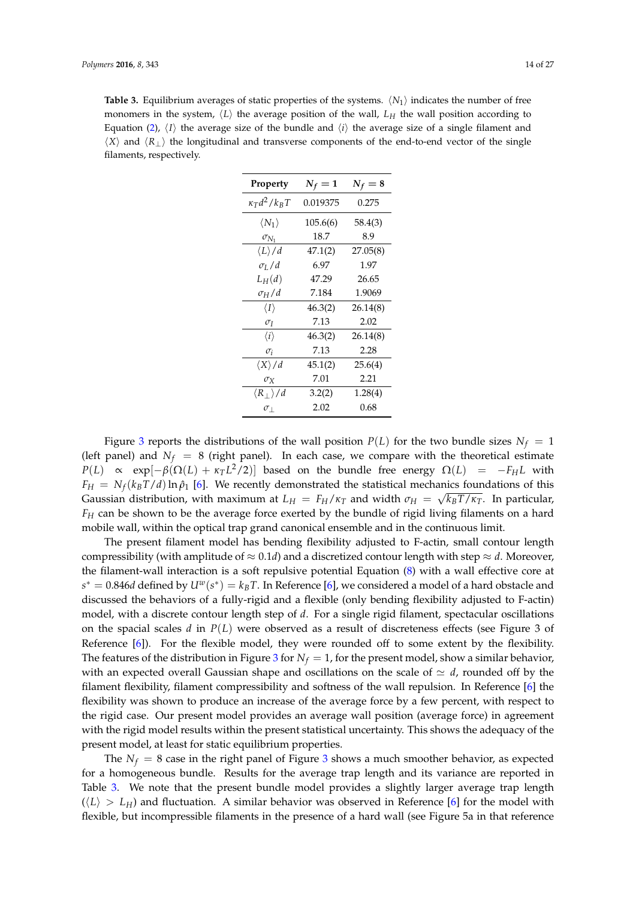**Table 3.** Equilibrium averages of static properties of the systems. $\langle N_1 \rangle$ indicates the number of free monomers in the system, $\langle L \rangle$ the average position of the wall, $L_H$ the wall position according to Equation (2), $\langle I \rangle$ the average size of the bundle and $\langle i \rangle$ the average size of a single filament and $\langle X \rangle$ and $\langle R_\perp \rangle$ the longitudinal and transverse components of the end-to-end vector of the single filaments, respectively.

| Property | $N_f = 1$ | $N_f = 8$ |
|---|---|---|
| $\kappa_T d^2/k_B T$ | 0.019375 | 0.275 |
| $\langle N_1 \rangle$ | 105.6(6) | 58.4(3) |
| $\sigma_{N_1}$ | 18.7 | 8.9 |
| $\langle L \rangle / d$ | 47.1(2) | 27.05(8) |
| $\sigma_L / d$ | 6.97 | 1.97 |
| $L_H(d)$ | 47.29 | 26.65 |
| $\sigma_H / d$ | 7.184 | 1.9069 |
| $\langle I \rangle$ | 46.3(2) | 26.14(8) |
| $\sigma_I$ | 7.13 | 2.02 |
| $\langle i \rangle$ | 46.3(2) | 26.14(8) |
| $\sigma_i$ | 7.13 | 2.28 |
| $\langle X \rangle / d$ | 45.1(2) | 25.6(4) |
| $\sigma_X$ | 7.01 | 2.21 |
| $\langle R_\perp \rangle / d$ | 3.2(2) | 1.28(4) |
| $\sigma_\perp$ | 2.02 | 0.68 |

Figure 3 reports the distributions of the wall position $P(L)$ for the two bundle sizes $N_f = 1$ (left panel) and $N_f = 8$ (right panel). In each case, we compare with the theoretical estimate $P(L) \propto \exp[-\beta(\Omega(L) + \kappa_T L^2/2)]$ based on the bundle free energy $\Omega(L) = -F_H L$ with $F_H = N_f (k_B T/d) \ln \hat{\rho}_1$ [6]. We recently demonstrated the statistical mechanics foundations of this Gaussian distribution, with maximum at $L_H = F_H/\kappa_T$ and width $\sigma_H = \sqrt{k_B T/\kappa_T}$. In particular, $F_H$ can be shown to be the average force exerted by the bundle of rigid living filaments on a hard mobile wall, within the optical trap grand canonical ensemble and in the continuous limit.

The present filament model has bending flexibility adjusted to F-actin, small contour length compressibility (with amplitude of $\approx 0.1d$) and a discretized contour length with step $\approx d$. Moreover, the filament-wall interaction is a soft repulsive potential Equation (8) with a wall effective core at $s^* = 0.846d$ defined by $U^w(s^*) = k_B T$. In Reference [6], we considered a model of a hard obstacle and discussed the behaviors of a fully-rigid and a flexible (only bending flexibility adjusted to F-actin) model, with a discrete contour length step of $d$. For a single rigid filament, spectacular oscillations on the spacial scales $d$ in $P(L)$ were observed as a result of discreteness effects (see Figure 3 of Reference [6]). For the flexible model, they were rounded off to some extent by the flexibility. The features of the distribution in Figure 3 for $N_f = 1$, for the present model, show a similar behavior, with an expected overall Gaussian shape and oscillations on the scale of $\simeq d$, rounded off by the filament flexibility, filament compressibility and softness of the wall repulsion. In Reference [6] the flexibility was shown to produce an increase of the average force by a few percent, with respect to the rigid case. Our present model provides an average wall position (average force) in agreement with the rigid model results within the present statistical uncertainty. This shows the adequacy of the present model, at least for static equilibrium properties.

The $N_f = 8$ case in the right panel of Figure 3 shows a much smoother behavior, as expected for a homogeneous bundle. Results for the average trap length and its variance are reported in Table 3. We note that the present bundle model provides a slightly larger average trap length ($\langle L \rangle > L_H$) and fluctuation. A similar behavior was observed in Reference [6] for the model with flexible, but incompressible filaments in the presence of a hard wall (see Figure 5a in that reference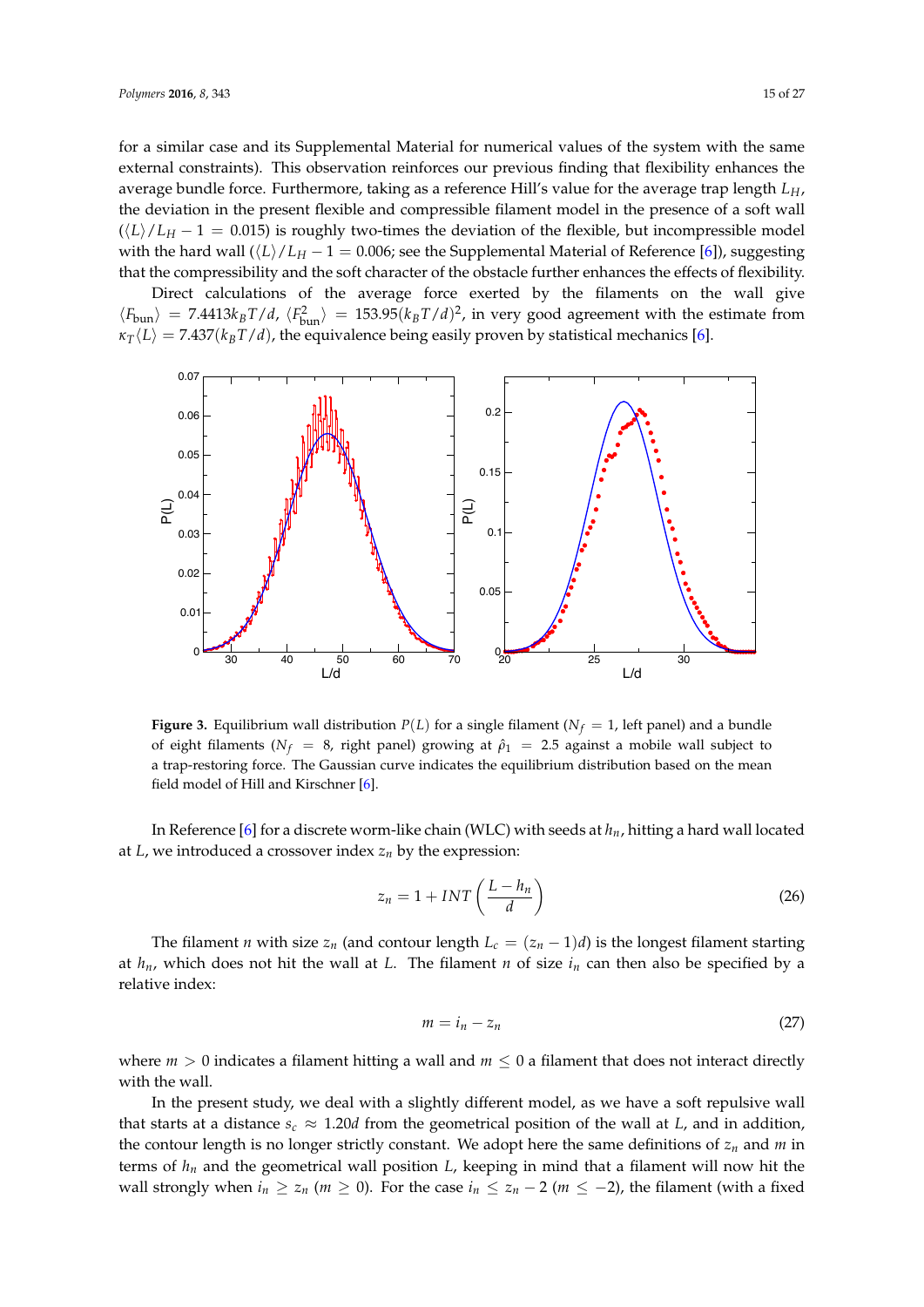for a similar case and its Supplemental Material for numerical values of the system with the same external constraints). This observation reinforces our previous finding that flexibility enhances the average bundle force. Furthermore, taking as a reference Hill's value for the average trap length $L_H$, the deviation in the present flexible and compressible filament model in the presence of a soft wall ($\langle L\rangle/L_H - 1 = 0.015$) is roughly two-times the deviation of the flexible, but incompressible model with the hard wall ($\langle L\rangle/L_H - 1 = 0.006$; see the Supplemental Material of Reference [6]), suggesting that the compressibility and the soft character of the obstacle further enhances the effects of flexibility.

Direct calculations of the average force exerted by the filaments on the wall give $\langle F_{\text{bun}}\rangle = 7.4413 k_B T/d$, $\langle F^2_{\text{bun}}\rangle = 153.95(k_B T/d)^2$, in very good agreement with the estimate from $\kappa_T\langle L\rangle = 7.437(k_B T/d)$, the equivalence being easily proven by statistical mechanics [6].

**Figure 3.** Equilibrium wall distribution $P(L)$ for a single filament ($N_f = 1$, left panel) and a bundle of eight filaments ($N_f = 8$, right panel) growing at $\hat{\rho}_1 = 2.5$ against a mobile wall subject to a trap-restoring force. The Gaussian curve indicates the equilibrium distribution based on the mean field model of Hill and Kirschner [6].

In Reference [6] for a discrete worm-like chain (WLC) with seeds at $h_n$, hitting a hard wall located at $L$, we introduced a crossover index $z_n$ by the expression:

$$z_n = 1 + INT\left(\frac{L - h_n}{d}\right) \tag{26}$$

The filament $n$ with size $z_n$ (and contour length $L_c = (z_n - 1)d$) is the longest filament starting at $h_n$, which does not hit the wall at $L$. The filament $n$ of size $i_n$ can then also be specified by a relative index:

$$m = i_n - z_n \tag{27}$$

where $m > 0$ indicates a filament hitting a wall and $m \leq 0$ a filament that does not interact directly with the wall.

In the present study, we deal with a slightly different model, as we have a soft repulsive wall that starts at a distance $s_c \approx 1.20d$ from the geometrical position of the wall at $L$, and in addition, the contour length is no longer strictly constant. We adopt here the same definitions of $z_n$ and $m$ in terms of $h_n$ and the geometrical wall position $L$, keeping in mind that a filament will now hit the wall strongly when $i_n \geq z_n$ ($m \geq 0$). For the case $i_n \leq z_n - 2$ ($m \leq -2$), the filament (with a fixed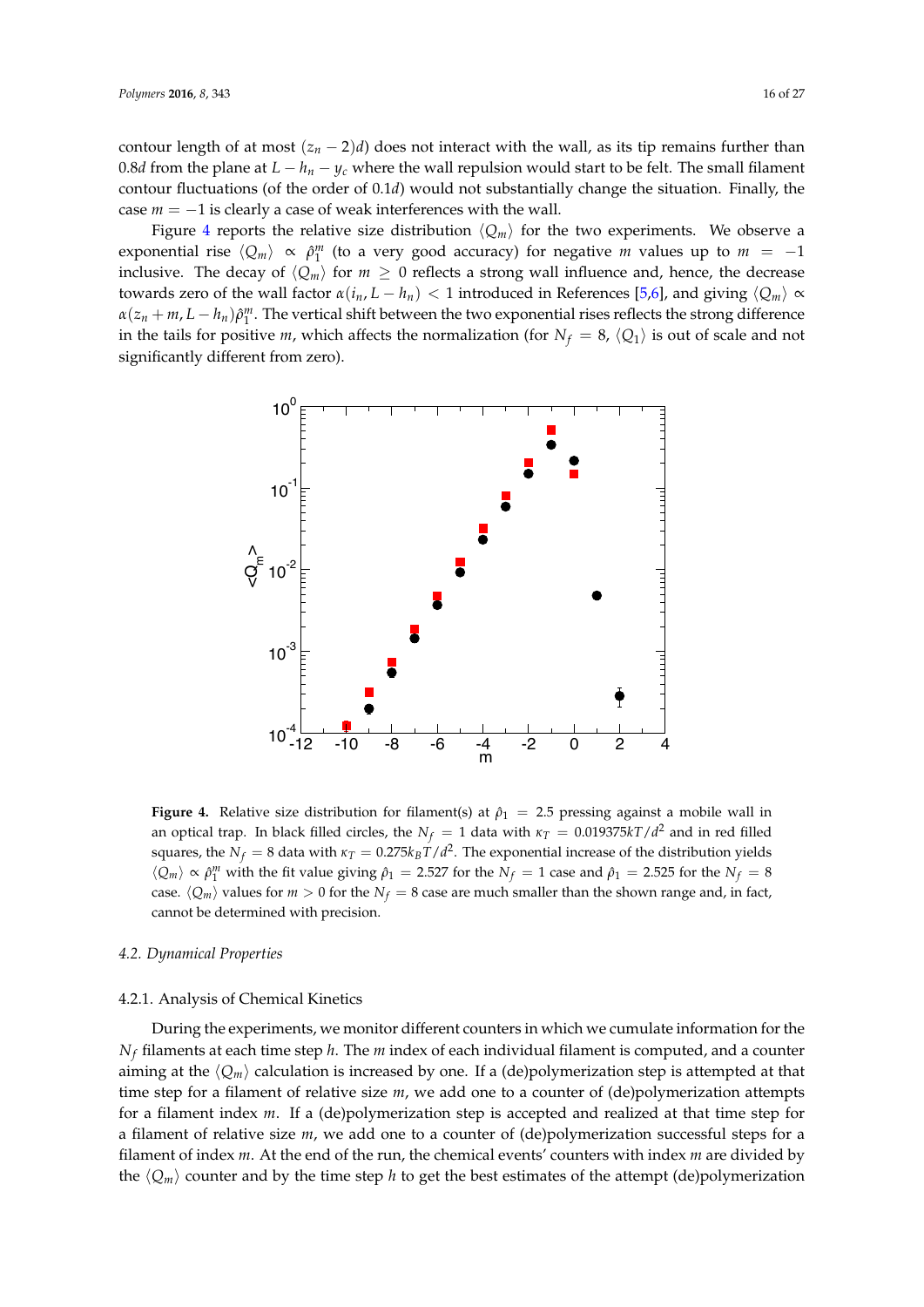contour length of at most $(z_n - 2)d$) does not interact with the wall, as its tip remains further than $0.8d$ from the plane at $L - h_n - y_c$ where the wall repulsion would start to be felt. The small filament contour fluctuations (of the order of $0.1d$) would not substantially change the situation. Finally, the case $m = -1$ is clearly a case of weak interferences with the wall.

Figure 4 reports the relative size distribution $\langle Q_m \rangle$ for the two experiments. We observe a exponential rise $\langle Q_m \rangle \propto \hat{\rho}_1^m$ (to a very good accuracy) for negative $m$ values up to $m = -1$ inclusive. The decay of $\langle Q_m \rangle$ for $m \geq 0$ reflects a strong wall influence and, hence, the decrease towards zero of the wall factor $\alpha(i_n, L - h_n) < 1$ introduced in References [5,6], and giving $\langle Q_m \rangle \propto \alpha(z_n + m, L - h_n)\hat{\rho}_1^m$. The vertical shift between the two exponential rises reflects the strong difference in the tails for positive $m$, which affects the normalization (for $N_f = 8$, $\langle Q_1 \rangle$ is out of scale and not significantly different from zero).

**Figure 4.** Relative size distribution for filament(s) at $\hat{\rho}_1 = 2.5$ pressing against a mobile wall in an optical trap. In black filled circles, the $N_f = 1$ data with $\kappa_T = 0.019375 kT/d^2$ and in red filled squares, the $N_f = 8$ data with $\kappa_T = 0.275 k_B T/d^2$. The exponential increase of the distribution yields $\langle Q_m \rangle \propto \hat{\rho}_1^m$ with the fit value giving $\hat{\rho}_1 = 2.527$ for the $N_f = 1$ case and $\hat{\rho}_1 = 2.525$ for the $N_f = 8$ case. $\langle Q_m \rangle$ values for $m > 0$ for the $N_f = 8$ case are much smaller than the shown range and, in fact, cannot be determined with precision.

### 4.2. Dynamical Properties

#### 4.2.1. Analysis of Chemical Kinetics

During the experiments, we monitor different counters in which we cumulate information for the $N_f$ filaments at each time step $h$. The $m$ index of each individual filament is computed, and a counter aiming at the $\langle Q_m \rangle$ calculation is increased by one. If a (de)polymerization step is attempted at that time step for a filament of relative size $m$, we add one to a counter of (de)polymerization attempts for a filament index $m$. If a (de)polymerization step is accepted and realized at that time step for a filament of relative size $m$, we add one to a counter of (de)polymerization successful steps for a filament of index $m$. At the end of the run, the chemical events' counters with index $m$ are divided by the $\langle Q_m \rangle$ counter and by the time step $h$ to get the best estimates of the attempt (de)polymerization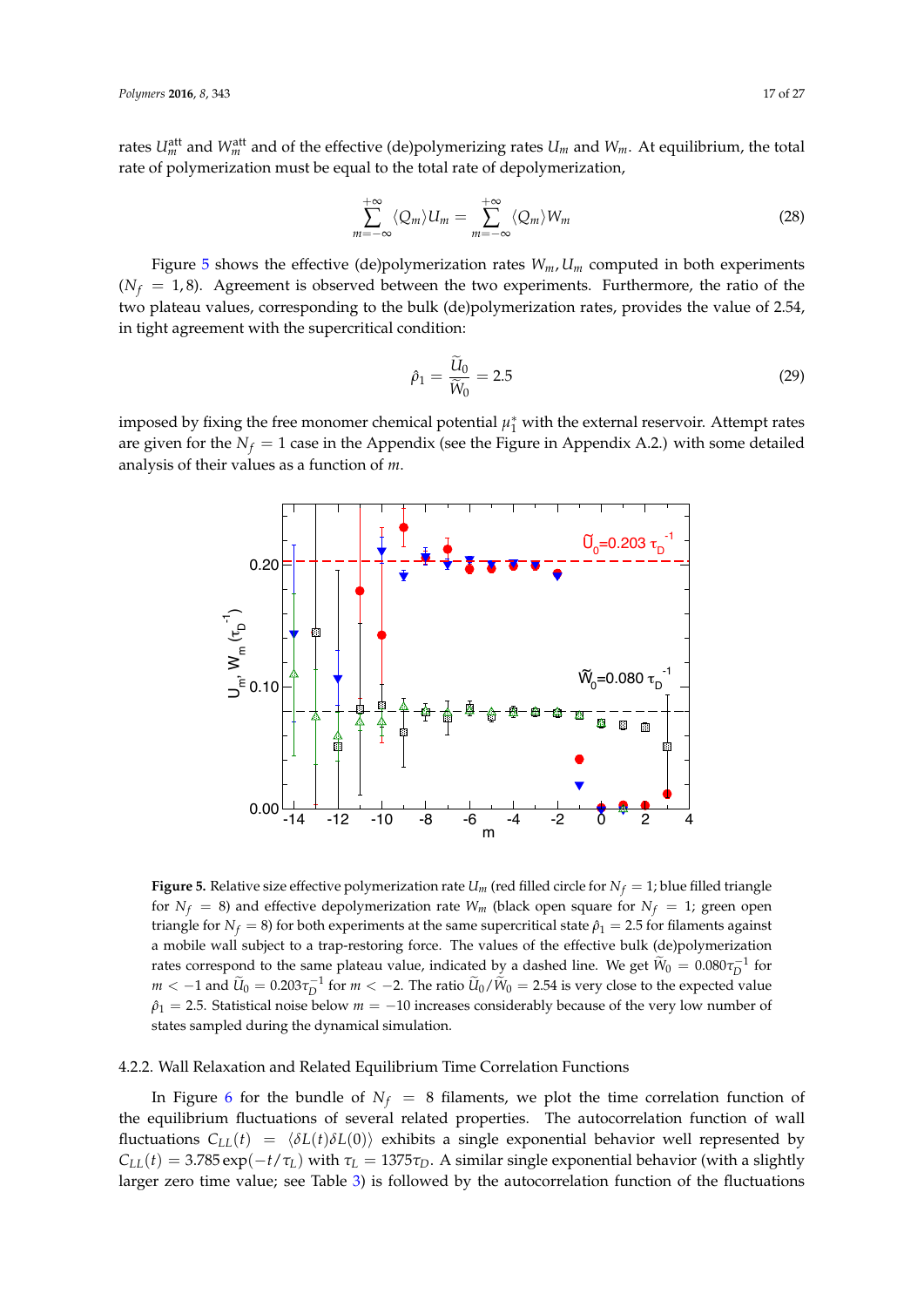rates $U_m^{\text{att}}$ and $W_m^{\text{att}}$ and of the effective (de)polymerizing rates $U_m$ and $W_m$. At equilibrium, the total rate of polymerization must be equal to the total rate of depolymerization,

$$\sum_{m=-\infty}^{+\infty} \langle Q_m \rangle U_m = \sum_{m=-\infty}^{+\infty} \langle Q_m \rangle W_m \tag{28}$$

Figure 5 shows the effective (de)polymerization rates $W_m, U_m$ computed in both experiments ($N_f = 1, 8$). Agreement is observed between the two experiments. Furthermore, the ratio of the two plateau values, corresponding to the bulk (de)polymerization rates, provides the value of 2.54, in tight agreement with the supercritical condition:

$$\hat{\rho}_1 = \frac{\widetilde{U}_0}{\widetilde{W}_0} = 2.5 \tag{29}$$

imposed by fixing the free monomer chemical potential $\mu_1^*$ with the external reservoir. Attempt rates are given for the $N_f = 1$ case in the Appendix (see the Figure in Appendix A.2.) with some detailed analysis of their values as a function of $m$.

**Figure 5.** Relative size effective polymerization rate $U_m$ (red filled circle for $N_f = 1$; blue filled triangle for $N_f = 8$) and effective depolymerization rate $W_m$ (black open square for $N_f = 1$; green open triangle for $N_f = 8$) for both experiments at the same supercritical state $\hat{\rho}_1 = 2.5$ for filaments against a mobile wall subject to a trap-restoring force. The values of the effective bulk (de)polymerization rates correspond to the same plateau value, indicated by a dashed line. We get $\widetilde{W}_0 = 0.080\tau_D^{-1}$ for $m < -1$ and $\widetilde{U}_0 = 0.203\tau_D^{-1}$ for $m < -2$. The ratio $\widetilde{U}_0/\widetilde{W}_0 = 2.54$ is very close to the expected value $\hat{\rho}_1 = 2.5$. Statistical noise below $m = -10$ increases considerably because of the very low number of states sampled during the dynamical simulation.

#### 4.2.2. Wall Relaxation and Related Equilibrium Time Correlation Functions

In Figure 6 for the bundle of $N_f = 8$ filaments, we plot the time correlation function of the equilibrium fluctuations of several related properties. The autocorrelation function of wall fluctuations $C_{LL}(t) = \langle \delta L(t) \delta L(0) \rangle$ exhibits a single exponential behavior well represented by $C_{LL}(t) = 3.785 \exp(-t/\tau_L)$ with $\tau_L = 1375\tau_D$. A similar single exponential behavior (with a slightly larger zero time value; see Table 3) is followed by the autocorrelation function of the fluctuations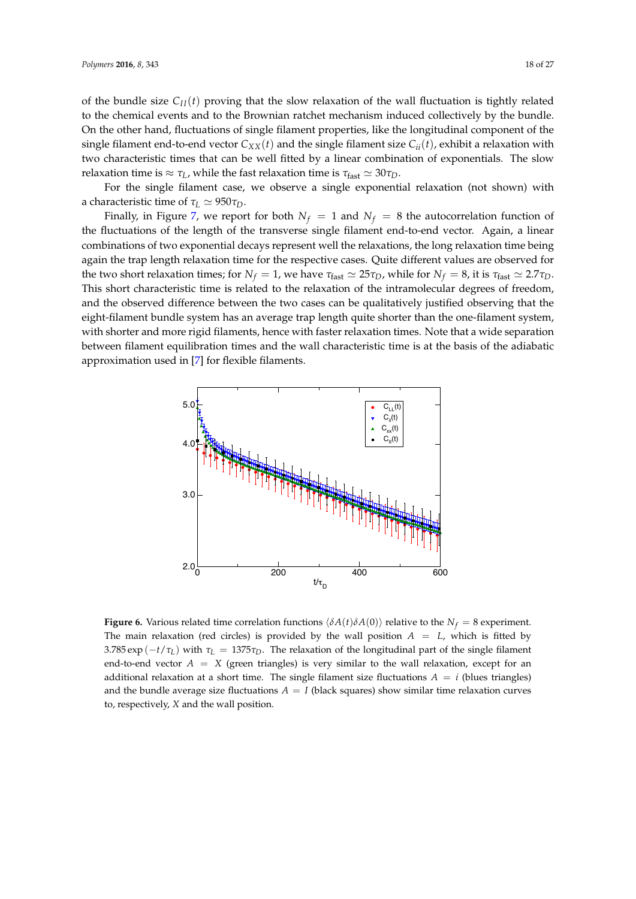of the bundle size $C_{II}(t)$ proving that the slow relaxation of the wall fluctuation is tightly related to the chemical events and to the Brownian ratchet mechanism induced collectively by the bundle. On the other hand, fluctuations of single filament properties, like the longitudinal component of the single filament end-to-end vector $C_{XX}(t)$ and the single filament size $C_{ii}(t)$, exhibit a relaxation with two characteristic times that can be well fitted by a linear combination of exponentials. The slow relaxation time is $\approx \tau_L$, while the fast relaxation time is $\tau_{\text{fast}} \simeq 30\tau_D$.

For the single filament case, we observe a single exponential relaxation (not shown) with a characteristic time of $\tau_L \simeq 950\tau_D$.

Finally, in Figure 7, we report for both $N_f = 1$ and $N_f = 8$ the autocorrelation function of the fluctuations of the length of the transverse single filament end-to-end vector. Again, a linear combinations of two exponential decays represent well the relaxations, the long relaxation time being again the trap length relaxation time for the respective cases. Quite different values are observed for the two short relaxation times; for $N_f = 1$, we have $\tau_{\text{fast}} \simeq 25\tau_D$, while for $N_f = 8$, it is $\tau_{\text{fast}} \simeq 2.7\tau_D$. This short characteristic time is related to the relaxation of the intramolecular degrees of freedom, and the observed difference between the two cases can be qualitatively justified observing that the eight-filament bundle system has an average trap length quite shorter than the one-filament system, with shorter and more rigid filaments, hence with faster relaxation times. Note that a wide separation between filament equilibration times and the wall characteristic time is at the basis of the adiabatic approximation used in [7] for flexible filaments.

**Figure 6.** Various related time correlation functions $\langle \delta A(t) \delta A(0) \rangle$ relative to the $N_f = 8$ experiment. The main relaxation (red circles) is provided by the wall position $A = L$, which is fitted by $3.785 \exp(-t/\tau_L)$ with $\tau_L = 1375\tau_D$. The relaxation of the longitudinal part of the single filament end-to-end vector $A = X$ (green triangles) is very similar to the wall relaxation, except for an additional relaxation at a short time. The single filament size fluctuations $A = i$ (blues triangles) and the bundle average size fluctuations $A = I$ (black squares) show similar time relaxation curves to, respectively, $X$ and the wall position.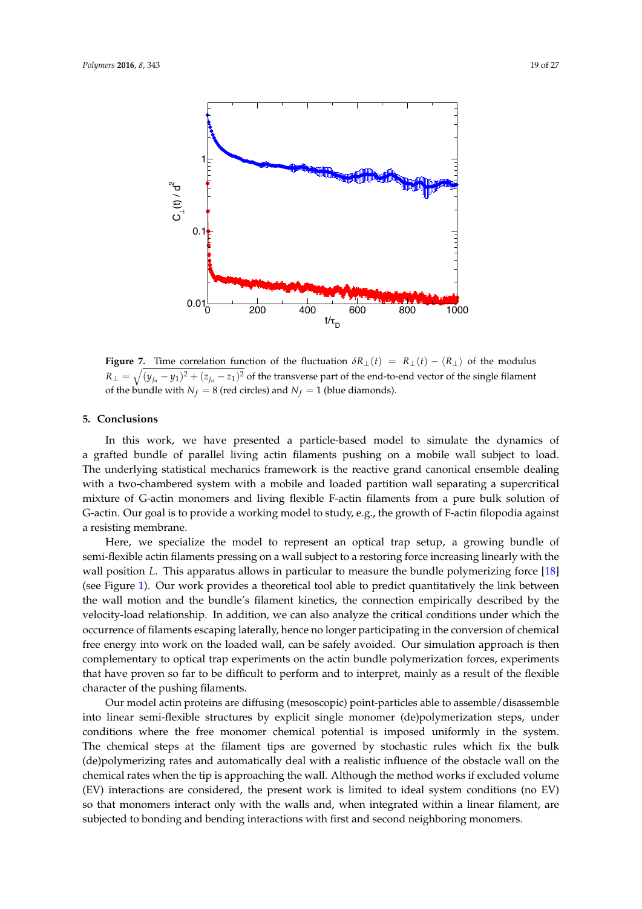**Figure 7.** Time correlation function of the fluctuation $\delta R_{\perp}(t) = R_{\perp}(t) - \langle R_{\perp} \rangle$ of the modulus $R_{\perp} = \sqrt{(y_{j_n} - y_1)^2 + (z_{j_n} - z_1)^2}$ of the transverse part of the end-to-end vector of the single filament of the bundle with $N_f = 8$ (red circles) and $N_f = 1$ (blue diamonds).

## 5. Conclusions

In this work, we have presented a particle-based model to simulate the dynamics of a grafted bundle of parallel living actin filaments pushing on a mobile wall subject to load. The underlying statistical mechanics framework is the reactive grand canonical ensemble dealing with a two-chambered system with a mobile and loaded partition wall separating a supercritical mixture of G-actin monomers and living flexible F-actin filaments from a pure bulk solution of G-actin. Our goal is to provide a working model to study, e.g., the growth of F-actin filopodia against a resisting membrane.

Here, we specialize the model to represent an optical trap setup, a growing bundle of semi-flexible actin filaments pressing on a wall subject to a restoring force increasing linearly with the wall position $L$. This apparatus allows in particular to measure the bundle polymerizing force [18] (see Figure 1). Our work provides a theoretical tool able to predict quantitatively the link between the wall motion and the bundle's filament kinetics, the connection empirically described by the velocity-load relationship. In addition, we can also analyze the critical conditions under which the occurrence of filaments escaping laterally, hence no longer participating in the conversion of chemical free energy into work on the loaded wall, can be safely avoided. Our simulation approach is then complementary to optical trap experiments on the actin bundle polymerization forces, experiments that have proven so far to be difficult to perform and to interpret, mainly as a result of the flexible character of the pushing filaments.

Our model actin proteins are diffusing (mesoscopic) point-particles able to assemble/disassemble into linear semi-flexible structures by explicit single monomer (de)polymerization steps, under conditions where the free monomer chemical potential is imposed uniformly in the system. The chemical steps at the filament tips are governed by stochastic rules which fix the bulk (de)polymerizing rates and automatically deal with a realistic influence of the obstacle wall on the chemical rates when the tip is approaching the wall. Although the method works if excluded volume (EV) interactions are considered, the present work is limited to ideal system conditions (no EV) so that monomers interact only with the walls and, when integrated within a linear filament, are subjected to bonding and bending interactions with first and second neighboring monomers.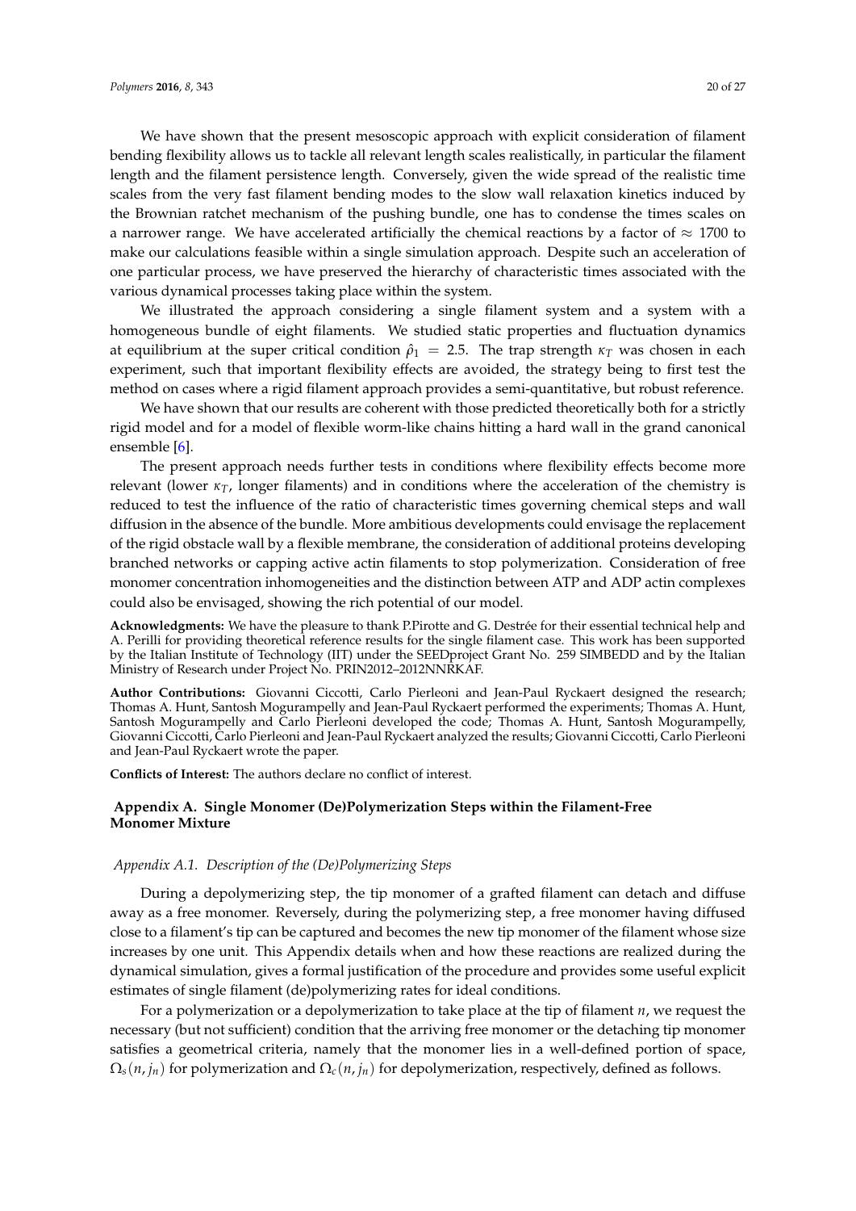We have shown that the present mesoscopic approach with explicit consideration of filament bending flexibility allows us to tackle all relevant length scales realistically, in particular the filament length and the filament persistence length. Conversely, given the wide spread of the realistic time scales from the very fast filament bending modes to the slow wall relaxation kinetics induced by the Brownian ratchet mechanism of the pushing bundle, one has to condense the times scales on a narrower range. We have accelerated artificially the chemical reactions by a factor of $\approx 1700$ to make our calculations feasible within a single simulation approach. Despite such an acceleration of one particular process, we have preserved the hierarchy of characteristic times associated with the various dynamical processes taking place within the system.

We illustrated the approach considering a single filament system and a system with a homogeneous bundle of eight filaments. We studied static properties and fluctuation dynamics at equilibrium at the super critical condition $\hat{\rho}_1 = 2.5$. The trap strength $\kappa_T$ was chosen in each experiment, such that important flexibility effects are avoided, the strategy being to first test the method on cases where a rigid filament approach provides a semi-quantitative, but robust reference.

We have shown that our results are coherent with those predicted theoretically both for a strictly rigid model and for a model of flexible worm-like chains hitting a hard wall in the grand canonical ensemble [6].

The present approach needs further tests in conditions where flexibility effects become more relevant (lower $\kappa_T$, longer filaments) and in conditions where the acceleration of the chemistry is reduced to test the influence of the ratio of characteristic times governing chemical steps and wall diffusion in the absence of the bundle. More ambitious developments could envisage the replacement of the rigid obstacle wall by a flexible membrane, the consideration of additional proteins developing branched networks or capping active actin filaments to stop polymerization. Consideration of free monomer concentration inhomogeneities and the distinction between ATP and ADP actin complexes could also be envisaged, showing the rich potential of our model.

**Acknowledgments:** We have the pleasure to thank P.Pirotte and G. Destrée for their essential technical help and A. Perilli for providing theoretical reference results for the single filament case. This work has been supported by the Italian Institute of Technology (IIT) under the SEEDproject Grant No. 259 SIMBEDD and by the Italian Ministry of Research under Project No. PRIN2012–2012NNRKAF.

**Author Contributions:** Giovanni Ciccotti, Carlo Pierleoni and Jean-Paul Ryckaert designed the research; Thomas A. Hunt, Santosh Mogurampelly and Jean-Paul Ryckaert performed the experiments; Thomas A. Hunt, Santosh Mogurampelly and Carlo Pierleoni developed the code; Thomas A. Hunt, Santosh Mogurampelly, Giovanni Ciccotti, Carlo Pierleoni and Jean-Paul Ryckaert analyzed the results; Giovanni Ciccotti, Carlo Pierleoni and Jean-Paul Ryckaert wrote the paper.

**Conflicts of Interest:** The authors declare no conflict of interest.

## Appendix A. Single Monomer (De)Polymerization Steps within the Filament-Free Monomer Mixture

### *Appendix A.1. Description of the (De)Polymerizing Steps*

During a depolymerizing step, the tip monomer of a grafted filament can detach and diffuse away as a free monomer. Reversely, during the polymerizing step, a free monomer having diffused close to a filament's tip can be captured and becomes the new tip monomer of the filament whose size increases by one unit. This Appendix details when and how these reactions are realized during the dynamical simulation, gives a formal justification of the procedure and provides some useful explicit estimates of single filament (de)polymerizing rates for ideal conditions.

For a polymerization or a depolymerization to take place at the tip of filament $n$, we request the necessary (but not sufficient) condition that the arriving free monomer or the detaching tip monomer satisfies a geometrical criteria, namely that the monomer lies in a well-defined portion of space, $\Omega_s(n, j_n)$ for polymerization and $\Omega_c(n, j_n)$ for depolymerization, respectively, defined as follows.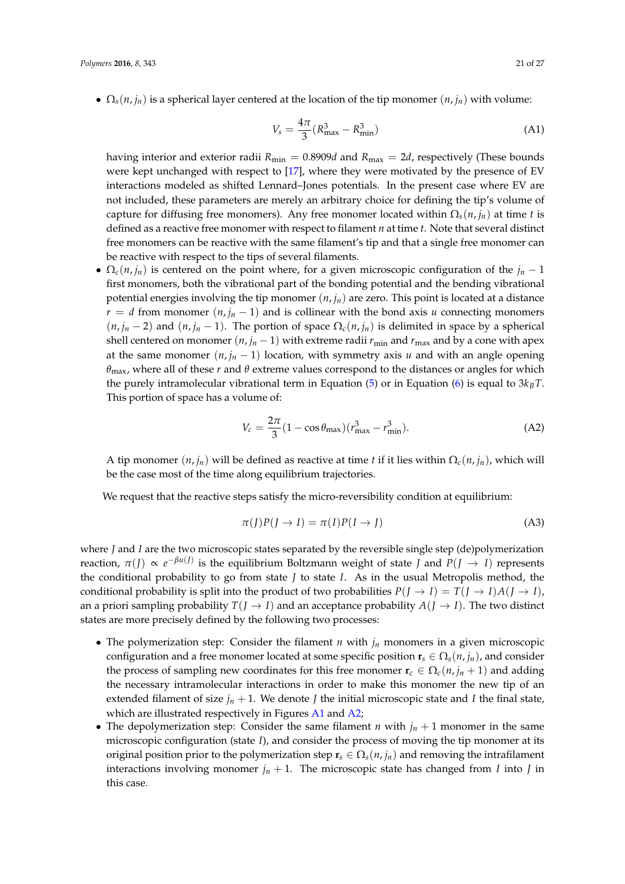- $\Omega_s(n, j_n)$ is a spherical layer centered at the location of the tip monomer $(n, j_n)$ with volume:

$$V_s = \frac{4\pi}{3}(R_{\max}^3 - R_{\min}^3) \tag{A1}$$

having interior and exterior radii $R_{\min} = 0.8909d$ and $R_{\max} = 2d$, respectively (These bounds were kept unchanged with respect to [17], where they were motivated by the presence of EV interactions modeled as shifted Lennard–Jones potentials. In the present case where EV are not included, these parameters are merely an arbitrary choice for defining the tip's volume of capture for diffusing free monomers). Any free monomer located within $\Omega_s(n, j_n)$ at time $t$ is defined as a reactive free monomer with respect to filament $n$ at time $t$. Note that several distinct free monomers can be reactive with the same filament's tip and that a single free monomer can be reactive with respect to the tips of several filaments.

- $\Omega_c(n, j_n)$ is centered on the point where, for a given microscopic configuration of the $j_n - 1$ first monomers, both the vibrational part of the bonding potential and the bending vibrational potential energies involving the tip monomer $(n, j_n)$ are zero. This point is located at a distance $r = d$ from monomer $(n, j_n - 1)$ and is collinear with the bond axis $u$ connecting monomers $(n, j_n - 2)$ and $(n, j_n - 1)$. The portion of space $\Omega_c(n, j_n)$ is delimited in space by a spherical shell centered on monomer $(n, j_n - 1)$ with extreme radii $r_{\min}$ and $r_{\max}$ and by a cone with apex at the same monomer $(n, j_n - 1)$ location, with symmetry axis $u$ and with an angle opening $\theta_{\max}$, where all of these $r$ and $\theta$ extreme values correspond to the distances or angles for which the purely intramolecular vibrational term in Equation (5) or in Equation (6) is equal to $3k_BT$. This portion of space has a volume of:

$$V_c = \frac{2\pi}{3}(1 - \cos\theta_{\max})(r_{\max}^3 - r_{\min}^3). \tag{A2}$$

A tip monomer $(n, j_n)$ will be defined as reactive at time $t$ if it lies within $\Omega_c(n, j_n)$, which will be the case most of the time along equilibrium trajectories.

We request that the reactive steps satisfy the micro-reversibility condition at equilibrium:

$$\pi(J)P(J \to I) = \pi(I)P(I \to J) \tag{A3}$$

where $J$ and $I$ are the two microscopic states separated by the reversible single step (de)polymerization reaction, $\pi(J) \propto e^{-\beta u(J)}$ is the equilibrium Boltzmann weight of state $J$ and $P(J \to I)$ represents the conditional probability to go from state $J$ to state $I$. As in the usual Metropolis method, the conditional probability is split into the product of two probabilities $P(J \to I) = T(J \to I)A(J \to I)$, an a priori sampling probability $T(J \to I)$ and an acceptance probability $A(J \to I)$. The two distinct states are more precisely defined by the following two processes:

- The polymerization step: Consider the filament $n$ with $j_n$ monomers in a given microscopic configuration and a free monomer located at some specific position $\mathbf{r}_s \in \Omega_s(n, j_n)$, and consider the process of sampling new coordinates for this free monomer $\mathbf{r}_c \in \Omega_c(n, j_n + 1)$ and adding the necessary intramolecular interactions in order to make this monomer the new tip of an extended filament of size $j_n + 1$. We denote $J$ the initial microscopic state and $I$ the final state, which are illustrated respectively in Figures A1 and A2;
- The depolymerization step: Consider the same filament $n$ with $j_n + 1$ monomer in the same microscopic configuration (state $I$), and consider the process of moving the tip monomer at its original position prior to the polymerization step $\mathbf{r}_s \in \Omega_s(n, j_n)$ and removing the intrafilament interactions involving monomer $j_n + 1$. The microscopic state has changed from $I$ into $J$ in this case.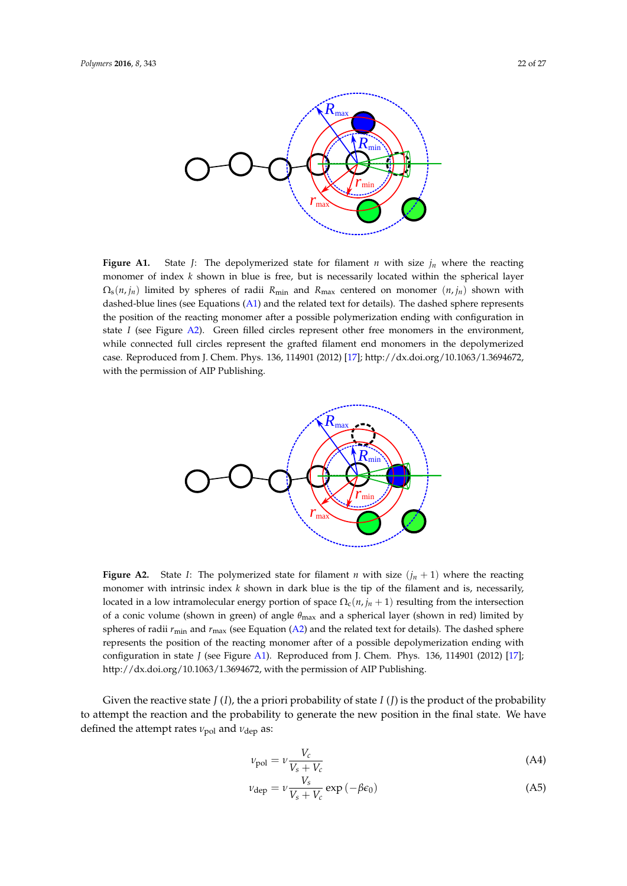**Figure A1.** State $J$: The depolymerized state for filament $n$ with size $j_n$ where the reacting monomer of index $k$ shown in blue is free, but is necessarily located within the spherical layer $\Omega_s(n, j_n)$ limited by spheres of radii $R_{\min}$ and $R_{\max}$ centered on monomer $(n, j_n)$ shown with dashed-blue lines (see Equations (A1) and the related text for details). The dashed sphere represents the position of the reacting monomer after a possible polymerization ending with configuration in state $I$ (see Figure A2). Green filled circles represent other free monomers in the environment, while connected full circles represent the grafted filament end monomers in the depolymerized case. Reproduced from J. Chem. Phys. 136, 114901 (2012) [17]; http://dx.doi.org/10.1063/1.3694672, with the permission of AIP Publishing.

**Figure A2.** State $I$: The polymerized state for filament $n$ with size $(j_n + 1)$ where the reacting monomer with intrinsic index $k$ shown in dark blue is the tip of the filament and is, necessarily, located in a low intramolecular energy portion of space $\Omega_c(n, j_n + 1)$ resulting from the intersection of a conic volume (shown in green) of angle $\theta_{\max}$ and a spherical layer (shown in red) limited by spheres of radii $r_{\min}$ and $r_{\max}$ (see Equation (A2) and the related text for details). The dashed sphere represents the position of the reacting monomer after of a possible depolymerization ending with configuration in state $J$ (see Figure A1). Reproduced from J. Chem. Phys. 136, 114901 (2012) [17]; http://dx.doi.org/10.1063/1.3694672, with the permission of AIP Publishing.

Given the reactive state $J$ $(I)$, the a priori probability of state $I$ $(J)$ is the product of the probability to attempt the reaction and the probability to generate the new position in the final state. We have defined the attempt rates $\nu_{\text{pol}}$ and $\nu_{\text{dep}}$ as:

$$\nu_{\text{pol}} = \nu \frac{V_c}{V_s + V_c} \tag{A4}$$

$$\nu_{\text{dep}} = \nu \frac{V_s}{V_s + V_c} \exp\left(-\beta \epsilon_0\right) \tag{A5}$$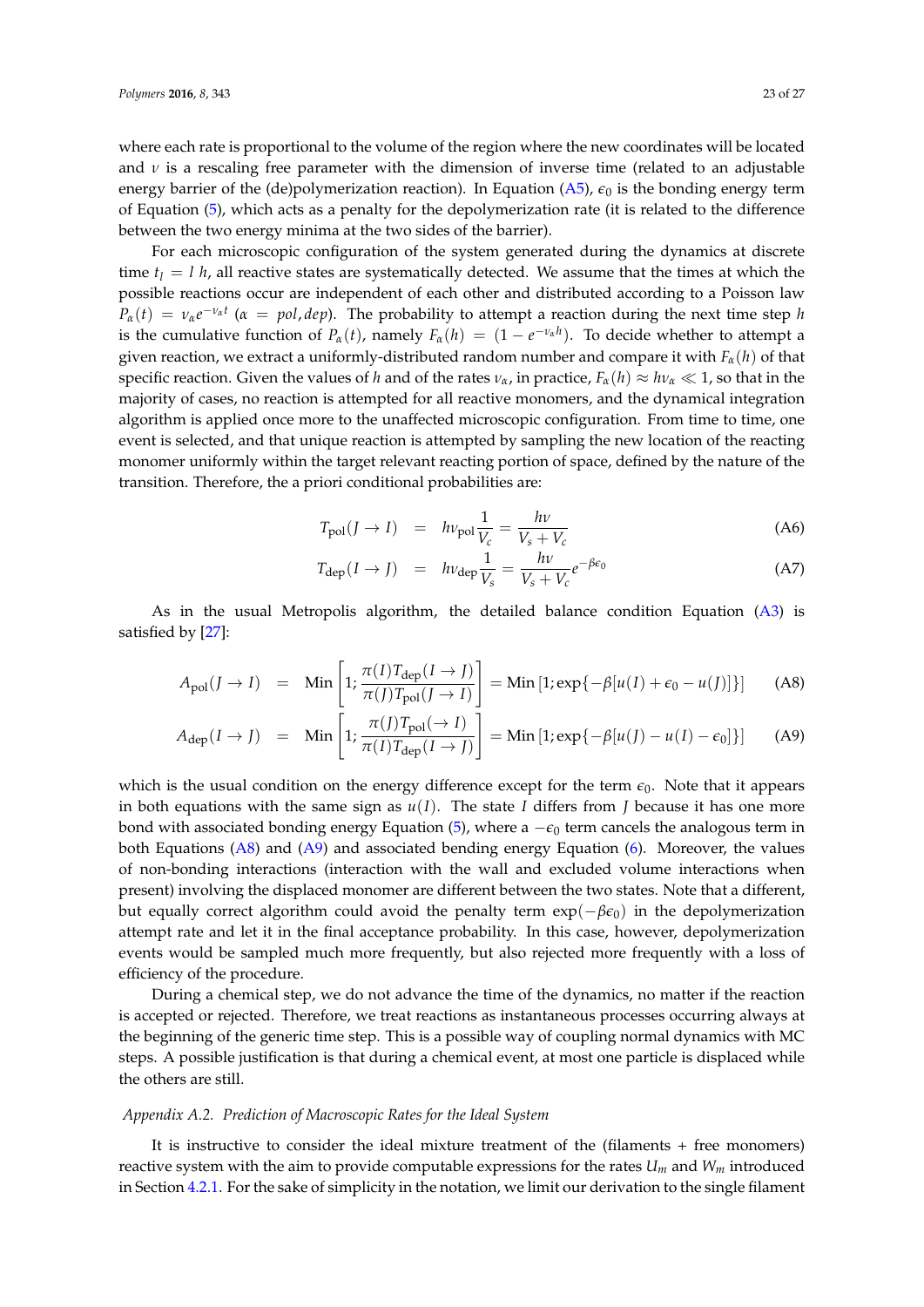where each rate is proportional to the volume of the region where the new coordinates will be located and $\nu$ is a rescaling free parameter with the dimension of inverse time (related to an adjustable energy barrier of the (de)polymerization reaction). In Equation (A5), $\epsilon_0$ is the bonding energy term of Equation (5), which acts as a penalty for the depolymerization rate (it is related to the difference between the two energy minima at the two sides of the barrier).

For each microscopic configuration of the system generated during the dynamics at discrete time $t_l = l\,h$, all reactive states are systematically detected. We assume that the times at which the possible reactions occur are independent of each other and distributed according to a Poisson law $P_\alpha(t) = \nu_\alpha e^{-\nu_\alpha t}$ ($\alpha = pol, dep$). The probability to attempt a reaction during the next time step $h$ is the cumulative function of $P_\alpha(t)$, namely $F_\alpha(h) = (1 - e^{-\nu_\alpha h})$. To decide whether to attempt a given reaction, we extract a uniformly-distributed random number and compare it with $F_\alpha(h)$ of that specific reaction. Given the values of $h$ and of the rates $\nu_\alpha$, in practice, $F_\alpha(h) \approx h\nu_\alpha \ll 1$, so that in the majority of cases, no reaction is attempted for all reactive monomers, and the dynamical integration algorithm is applied once more to the unaffected microscopic configuration. From time to time, one event is selected, and that unique reaction is attempted by sampling the new location of the reacting monomer uniformly within the target relevant reacting portion of space, defined by the nature of the transition. Therefore, the a priori conditional probabilities are:

$$T_{\rm pol}(J \to I) = h\nu_{\rm pol}\frac{1}{V_c} = \frac{h\nu}{V_s + V_c} \tag{A6}$$

$$T_{\rm dep}(I \to J) = h\nu_{\rm dep}\frac{1}{V_s} = \frac{h\nu}{V_s + V_c}e^{-\beta\epsilon_0} \tag{A7}$$

As in the usual Metropolis algorithm, the detailed balance condition Equation (A3) is satisfied by [27]:

$$A_{\rm pol}(J \to I) = {\rm Min}\left[1; \frac{\pi(I)T_{\rm dep}(I \to J)}{\pi(J)T_{\rm pol}(J \to I)}\right] = {\rm Min}\left[1; \exp\{-\beta[u(I) + \epsilon_0 - u(J)]\}\right] \tag{A8}$$

$$A_{\rm dep}(I \to J) = {\rm Min}\left[1; \frac{\pi(J)T_{\rm pol}(\to I)}{\pi(I)T_{\rm dep}(I \to J)}\right] = {\rm Min}\left[1; \exp\{-\beta[u(J) - u(I) - \epsilon_0]\}\right] \tag{A9}$$

which is the usual condition on the energy difference except for the term $\epsilon_0$. Note that it appears in both equations with the same sign as $u(I)$. The state $I$ differs from $J$ because it has one more bond with associated bonding energy Equation (5), where a $-\epsilon_0$ term cancels the analogous term in both Equations (A8) and (A9) and associated bending energy Equation (6). Moreover, the values of non-bonding interactions (interaction with the wall and excluded volume interactions when present) involving the displaced monomer are different between the two states. Note that a different, but equally correct algorithm could avoid the penalty term $\exp(-\beta\epsilon_0)$ in the depolymerization attempt rate and let it in the final acceptance probability. In this case, however, depolymerization events would be sampled much more frequently, but also rejected more frequently with a loss of efficiency of the procedure.

During a chemical step, we do not advance the time of the dynamics, no matter if the reaction is accepted or rejected. Therefore, we treat reactions as instantaneous processes occurring always at the beginning of the generic time step. This is a possible way of coupling normal dynamics with MC steps. A possible justification is that during a chemical event, at most one particle is displaced while the others are still.

### *Appendix A.2. Prediction of Macroscopic Rates for the Ideal System*

It is instructive to consider the ideal mixture treatment of the (filaments + free monomers) reactive system with the aim to provide computable expressions for the rates $U_m$ and $W_m$ introduced in Section 4.2.1. For the sake of simplicity in the notation, we limit our derivation to the single filament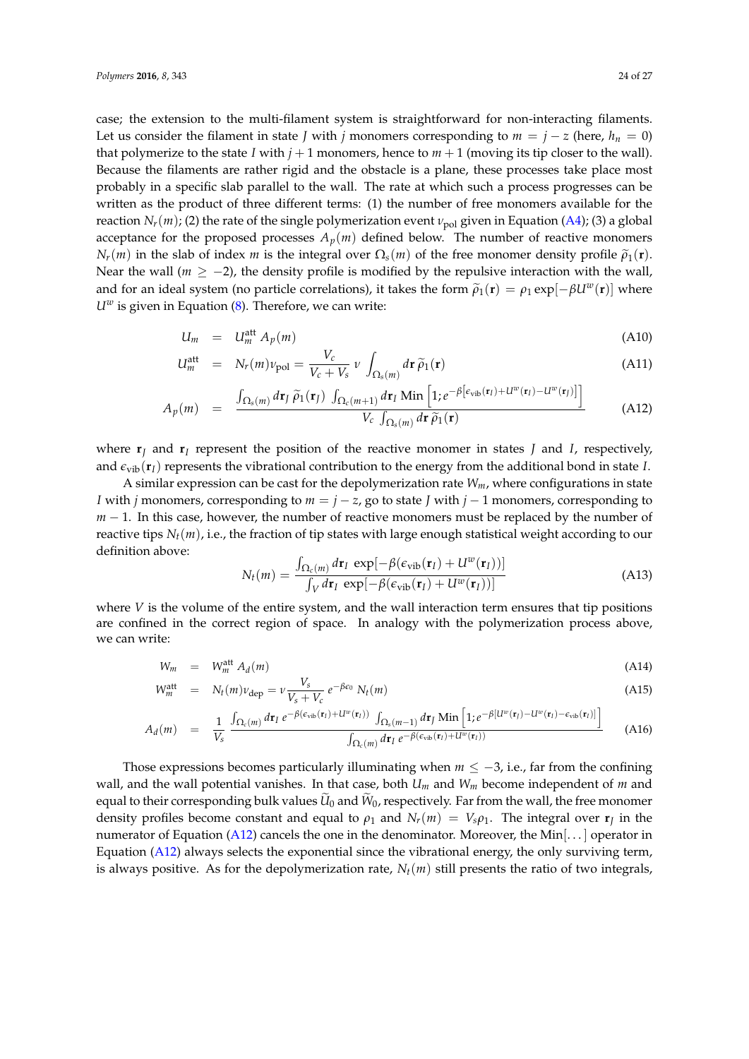case; the extension to the multi-filament system is straightforward for non-interacting filaments. Let us consider the filament in state $J$ with $j$ monomers corresponding to $m = j - z$ (here, $h_n = 0$) that polymerize to the state $I$ with $j+1$ monomers, hence to $m+1$ (moving its tip closer to the wall). Because the filaments are rather rigid and the obstacle is a plane, these processes take place most probably in a specific slab parallel to the wall. The rate at which such a process progresses can be written as the product of three different terms: (1) the number of free monomers available for the reaction $N_r(m)$; (2) the rate of the single polymerization event $\nu_{\text{pol}}$ given in Equation (A4); (3) a global acceptance for the proposed processes $A_p(m)$ defined below. The number of reactive monomers $N_r(m)$ in the slab of index $m$ is the integral over $\Omega_s(m)$ of the free monomer density profile $\widetilde{\rho}_1(\mathbf{r})$. Near the wall ($m \geq -2$), the density profile is modified by the repulsive interaction with the wall, and for an ideal system (no particle correlations), it takes the form $\widetilde{\rho}_1(\mathbf{r}) = \rho_1 \exp[-\beta U^w(\mathbf{r})]$ where $U^w$ is given in Equation (8). Therefore, we can write:

$$U_m = U_m^{\text{att}} \, A_p(m) \tag{A10}$$

$$U_m^{\text{att}} = N_r(m)\nu_{\text{pol}} = \frac{V_c}{V_c + V_s} \, \nu \int_{\Omega_s(m)} d\mathbf{r} \, \widetilde{\rho}_1(\mathbf{r}) \tag{A11}$$

$$A_p(m) = \frac{\int_{\Omega_s(m)} d\mathbf{r}_J \, \widetilde{\rho}_1(\mathbf{r}_J) \int_{\Omega_c(m+1)} d\mathbf{r}_I \, \text{Min}\left[1; e^{-\beta\left[\epsilon_{\text{vib}}(\mathbf{r}_I) + U^w(\mathbf{r}_I) - U^w(\mathbf{r}_J)\right]}\right]}{V_c \int_{\Omega_s(m)} d\mathbf{r} \, \widetilde{\rho}_1(\mathbf{r})} \tag{A12}$$

where $\mathbf{r}_J$ and $\mathbf{r}_I$ represent the position of the reactive monomer in states $J$ and $I$, respectively, and $\epsilon_{\text{vib}}(\mathbf{r}_I)$ represents the vibrational contribution to the energy from the additional bond in state $I$.

A similar expression can be cast for the depolymerization rate $W_m$, where configurations in state $I$ with $j$ monomers, corresponding to $m = j - z$, go to state $J$ with $j-1$ monomers, corresponding to $m-1$. In this case, however, the number of reactive monomers must be replaced by the number of reactive tips $N_t(m)$, i.e., the fraction of tip states with large enough statistical weight according to our definition above:

$$N_t(m) = \frac{\int_{\Omega_c(m)} d\mathbf{r}_I \, \exp[-\beta(\epsilon_{\text{vib}}(\mathbf{r}_I) + U^w(\mathbf{r}_I))]}{\int_V d\mathbf{r}_I \, \exp[-\beta(\epsilon_{\text{vib}}(\mathbf{r}_I) + U^w(\mathbf{r}_I))]} \tag{A13}$$

where $V$ is the volume of the entire system, and the wall interaction term ensures that tip positions are confined in the correct region of space. In analogy with the polymerization process above, we can write:

$$W_m = W_m^{\text{att}} \, A_d(m) \tag{A14}$$

$$W_m^{\text{att}} = N_t(m)\nu_{\text{dep}} = \nu \frac{V_s}{V_s + V_c} \, e^{-\beta\epsilon_0} \, N_t(m) \tag{A15}$$

$$A_d(m) = \frac{1}{V_s} \frac{\int_{\Omega_c(m)} d\mathbf{r}_I \, e^{-\beta(\epsilon_{\text{vib}}(\mathbf{r}_I) + U^w(\mathbf{r}_I))} \int_{\Omega_s(m-1)} d\mathbf{r}_J \, \text{Min}\left[1; e^{-\beta[U^w(\mathbf{r}_J) - U^w(\mathbf{r}_I) - \epsilon_{\text{vib}}(\mathbf{r}_I)]}\right]}{\int_{\Omega_c(m)} d\mathbf{r}_I \, e^{-\beta(\epsilon_{\text{vib}}(\mathbf{r}_I) + U^w(\mathbf{r}_I))}} \tag{A16}$$

Those expressions becomes particularly illuminating when $m \leq -3$, i.e., far from the confining wall, and the wall potential vanishes. In that case, both $U_m$ and $W_m$ become independent of $m$ and equal to their corresponding bulk values $\widetilde{U}_0$ and $\widetilde{W}_0$, respectively. Far from the wall, the free monomer density profiles become constant and equal to $\rho_1$ and $N_r(m) = V_s\rho_1$. The integral over $\mathbf{r}_J$ in the numerator of Equation (A12) cancels the one in the denominator. Moreover, the Min[...] operator in Equation (A12) always selects the exponential since the vibrational energy, the only surviving term, is always positive. As for the depolymerization rate, $N_t(m)$ still presents the ratio of two integrals,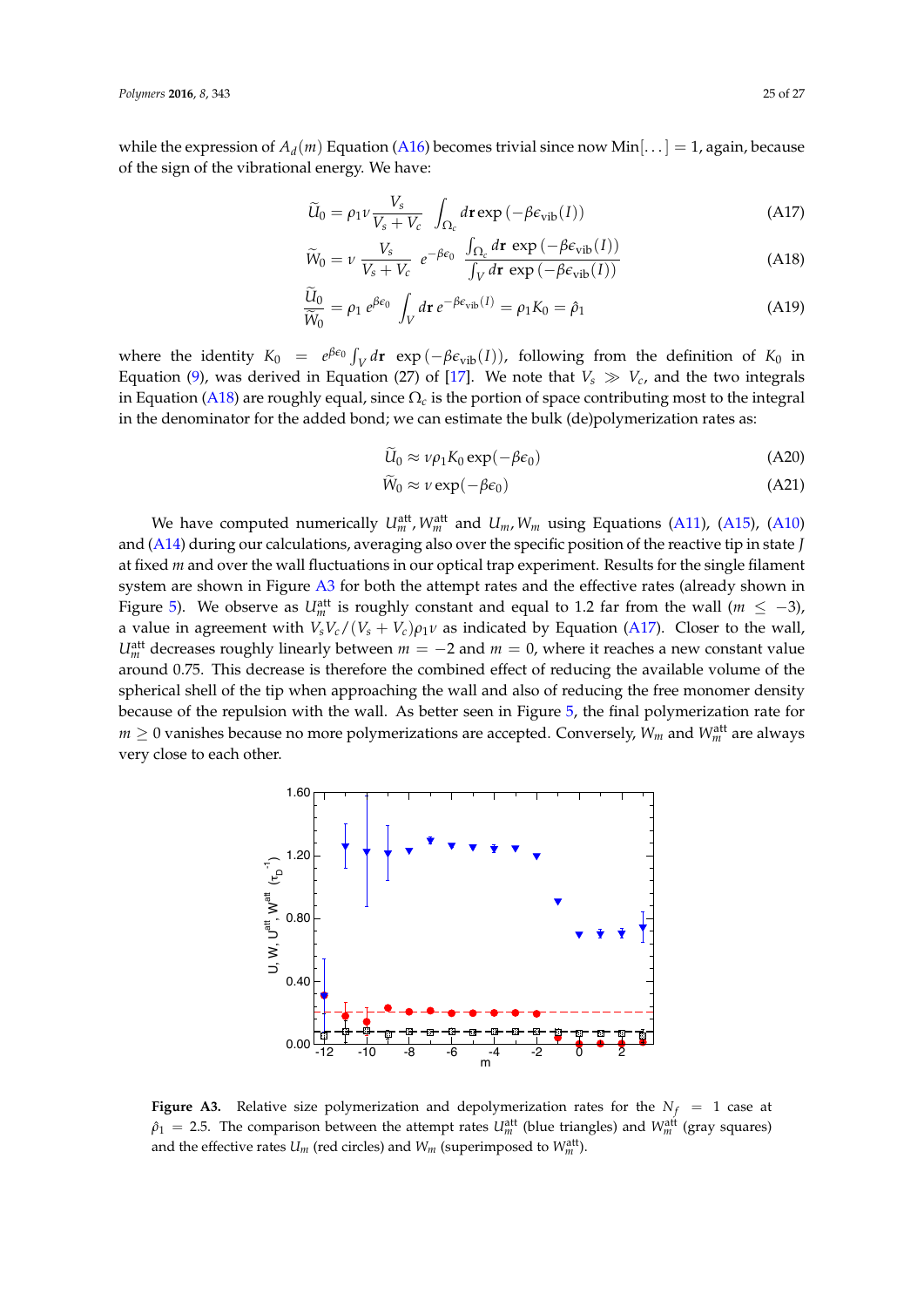while the expression of $A_d(m)$ Equation (A16) becomes trivial since now $\text{Min}[\ldots] = 1$, again, because of the sign of the vibrational energy. We have:

$$\widetilde{U}_0 = \rho_1 \nu \frac{V_s}{V_s + V_c} \int_{\Omega_c} d\mathbf{r} \exp\left(-\beta\epsilon_{\text{vib}}(I)\right) \tag{A17}$$

$$\widetilde{W}_0 = \nu \frac{V_s}{V_s + V_c} e^{-\beta\epsilon_0} \frac{\int_{\Omega_c} d\mathbf{r} \exp\left(-\beta\epsilon_{\text{vib}}(I)\right)}{\int_V d\mathbf{r} \exp\left(-\beta\epsilon_{\text{vib}}(I)\right)} \tag{A18}$$

$$\frac{\widetilde{U}_0}{\widetilde{W}_0} = \rho_1 e^{\beta\epsilon_0} \int_V d\mathbf{r}\, e^{-\beta\epsilon_{\text{vib}}(I)} = \rho_1 K_0 = \hat{\rho}_1 \tag{A19}$$

where the identity $K_0 = e^{\beta\epsilon_0} \int_V d\mathbf{r} \exp\left(-\beta\epsilon_{\text{vib}}(I)\right)$, following from the definition of $K_0$ in Equation (9), was derived in Equation (27) of [17]. We note that $V_s \gg V_c$, and the two integrals in Equation (A18) are roughly equal, since $\Omega_c$ is the portion of space contributing most to the integral in the denominator for the added bond; we can estimate the bulk (de)polymerization rates as:

$$\widetilde{U}_0 \approx \nu\rho_1 K_0 \exp(-\beta\epsilon_0) \tag{A20}$$

$$\widetilde{W}_0 \approx \nu \exp(-\beta\epsilon_0) \tag{A21}$$

We have computed numerically $U_m^{\text{att}}, W_m^{\text{att}}$ and $U_m, W_m$ using Equations (A11), (A15), (A10) and (A14) during our calculations, averaging also over the specific position of the reactive tip in state $J$ at fixed $m$ and over the wall fluctuations in our optical trap experiment. Results for the single filament system are shown in Figure A3 for both the attempt rates and the effective rates (already shown in Figure 5). We observe as $U_m^{\text{att}}$ is roughly constant and equal to 1.2 far from the wall ($m \leq -3$), a value in agreement with $V_s V_c/(V_s + V_c)\rho_1\nu$ as indicated by Equation (A17). Closer to the wall, $U_m^{\text{att}}$ decreases roughly linearly between $m = -2$ and $m = 0$, where it reaches a new constant value around 0.75. This decrease is therefore the combined effect of reducing the available volume of the spherical shell of the tip when approaching the wall and also of reducing the free monomer density because of the repulsion with the wall. As better seen in Figure 5, the final polymerization rate for $m \geq 0$ vanishes because no more polymerizations are accepted. Conversely, $W_m$ and $W_m^{\text{att}}$ are always very close to each other.

**Figure A3.** Relative size polymerization and depolymerization rates for the $N_f = 1$ case at $\hat{\rho}_1 = 2.5$. The comparison between the attempt rates $U_m^{\text{att}}$ (blue triangles) and $W_m^{\text{att}}$ (gray squares) and the effective rates $U_m$ (red circles) and $W_m$ (superimposed to $W_m^{\text{att}}$).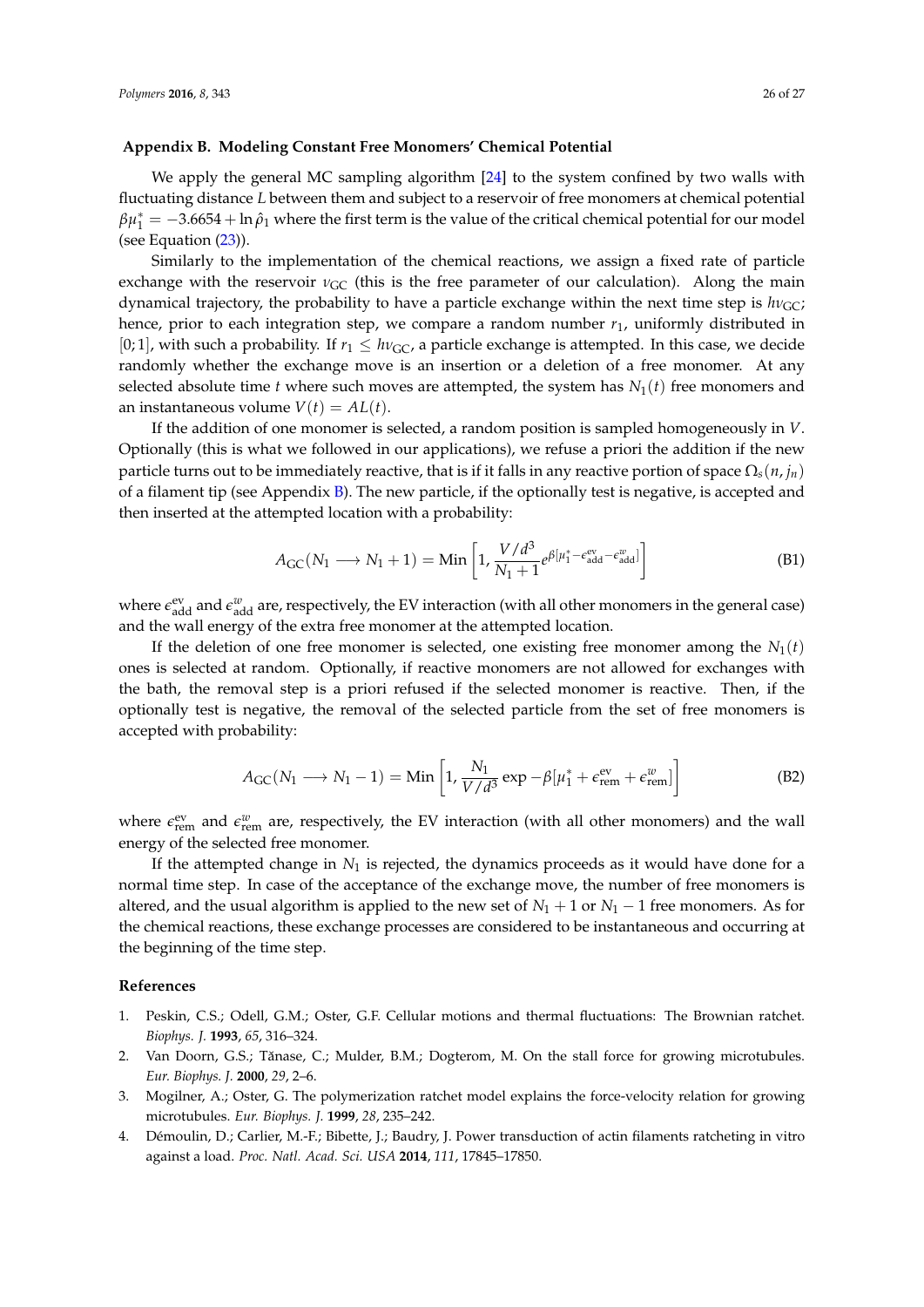## Appendix B. Modeling Constant Free Monomers' Chemical Potential

We apply the general MC sampling algorithm [24] to the system confined by two walls with fluctuating distance $L$ between them and subject to a reservoir of free monomers at chemical potential $\beta\mu_1^* = -3.6654 + \ln\hat{\rho}_1$ where the first term is the value of the critical chemical potential for our model (see Equation (23)).

Similarly to the implementation of the chemical reactions, we assign a fixed rate of particle exchange with the reservoir $\nu_{\text{GC}}$ (this is the free parameter of our calculation). Along the main dynamical trajectory, the probability to have a particle exchange within the next time step is $h\nu_{\text{GC}}$; hence, prior to each integration step, we compare a random number $r_1$, uniformly distributed in $[0;1]$, with such a probability. If $r_1 \leq h\nu_{\text{GC}}$, a particle exchange is attempted. In this case, we decide randomly whether the exchange move is an insertion or a deletion of a free monomer. At any selected absolute time $t$ where such moves are attempted, the system has $N_1(t)$ free monomers and an instantaneous volume $V(t) = AL(t)$.

If the addition of one monomer is selected, a random position is sampled homogeneously in $V$. Optionally (this is what we followed in our applications), we refuse a priori the addition if the new particle turns out to be immediately reactive, that is if it falls in any reactive portion of space $\Omega_s(n, j_n)$ of a filament tip (see Appendix B). The new particle, if the optionally test is negative, is accepted and then inserted at the attempted location with a probability:

$$A_{\text{GC}}(N_1 \longrightarrow N_1 + 1) = \text{Min}\left[1, \frac{V/d^3}{N_1 + 1} e^{\beta[\mu_1^* - \epsilon_{\text{add}}^{\text{ev}} - \epsilon_{\text{add}}^{w}]}\right] \tag{B1}$$

where $\epsilon_{\text{add}}^{\text{ev}}$ and $\epsilon_{\text{add}}^{w}$ are, respectively, the EV interaction (with all other monomers in the general case) and the wall energy of the extra free monomer at the attempted location.

If the deletion of one free monomer is selected, one existing free monomer among the $N_1(t)$ ones is selected at random. Optionally, if reactive monomers are not allowed for exchanges with the bath, the removal step is a priori refused if the selected monomer is reactive. Then, if the optionally test is negative, the removal of the selected particle from the set of free monomers is accepted with probability:

$$A_{\text{GC}}(N_1 \longrightarrow N_1 - 1) = \text{Min}\left[1, \frac{N_1}{V/d^3} \exp -\beta[\mu_1^* + \epsilon_{\text{rem}}^{\text{ev}} + \epsilon_{\text{rem}}^{w}]\right] \tag{B2}$$

where $\epsilon_{\text{rem}}^{\text{ev}}$ and $\epsilon_{\text{rem}}^{w}$ are, respectively, the EV interaction (with all other monomers) and the wall energy of the selected free monomer.

If the attempted change in $N_1$ is rejected, the dynamics proceeds as it would have done for a normal time step. In case of the acceptance of the exchange move, the number of free monomers is altered, and the usual algorithm is applied to the new set of $N_1 + 1$ or $N_1 - 1$ free monomers. As for the chemical reactions, these exchange processes are considered to be instantaneous and occurring at the beginning of the time step.

## References

1. Peskin, C.S.; Odell, G.M.; Oster, G.F. Cellular motions and thermal fluctuations: The Brownian ratchet. *Biophys. J.* **1993**, *65*, 316–324.
2. Van Doorn, G.S.; Tănase, C.; Mulder, B.M.; Dogterom, M. On the stall force for growing microtubules. *Eur. Biophys. J.* **2000**, *29*, 2–6.
3. Mogilner, A.; Oster, G. The polymerization ratchet model explains the force-velocity relation for growing microtubules. *Eur. Biophys. J.* **1999**, *28*, 235–242.
4. Démoulin, D.; Carlier, M.-F.; Bibette, J.; Baudry, J. Power transduction of actin filaments ratcheting in vitro against a load. *Proc. Natl. Acad. Sci. USA* **2014**, *111*, 17845–17850.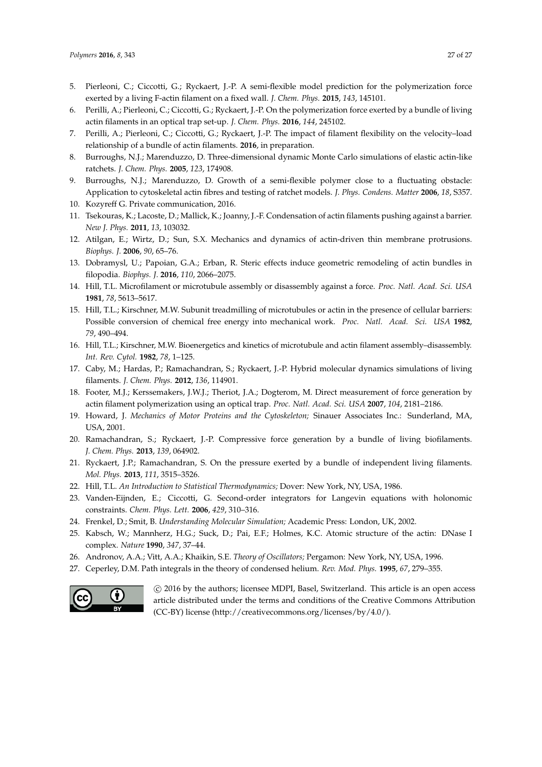5. Pierleoni, C.; Ciccotti, G.; Ryckaert, J.-P. A semi-flexible model prediction for the polymerization force exerted by a living F-actin filament on a fixed wall. *J. Chem. Phys.* **2015**, *143*, 145101.
6. Perilli, A.; Pierleoni, C.; Ciccotti, G.; Ryckaert, J.-P. On the polymerization force exerted by a bundle of living actin filaments in an optical trap set-up. *J. Chem. Phys.* **2016**, *144*, 245102.
7. Perilli, A.; Pierleoni, C.; Ciccotti, G.; Ryckaert, J.-P. The impact of filament flexibility on the velocity–load relationship of a bundle of actin filaments. **2016**, in preparation.
8. Burroughs, N.J.; Marenduzzo, D. Three-dimensional dynamic Monte Carlo simulations of elastic actin-like ratchets. *J. Chem. Phys.* **2005**, *123*, 174908.
9. Burroughs, N.J.; Marenduzzo, D. Growth of a semi-flexible polymer close to a fluctuating obstacle: Application to cytoskeletal actin fibres and testing of ratchet models. *J. Phys. Condens. Matter* **2006**, *18*, S357.
10. Kozyreff G. Private communication, 2016.
11. Tsekouras, K.; Lacoste, D.; Mallick, K.; Joanny, J.-F. Condensation of actin filaments pushing against a barrier. *New J. Phys.* **2011**, *13*, 103032.
12. Atilgan, E.; Wirtz, D.; Sun, S.X. Mechanics and dynamics of actin-driven thin membrane protrusions. *Biophys. J.* **2006**, *90*, 65–76.
13. Dobramysl, U.; Papoian, G.A.; Erban, R. Steric effects induce geometric remodeling of actin bundles in filopodia. *Biophys. J.* **2016**, *110*, 2066–2075.
14. Hill, T.L. Microfilament or microtubule assembly or disassembly against a force. *Proc. Natl. Acad. Sci. USA* **1981**, *78*, 5613–5617.
15. Hill, T.L.; Kirschner, M.W. Subunit treadmilling of microtubules or actin in the presence of cellular barriers: Possible conversion of chemical free energy into mechanical work. *Proc. Natl. Acad. Sci. USA* **1982**, *79*, 490–494.
16. Hill, T.L.; Kirschner, M.W. Bioenergetics and kinetics of microtubule and actin filament assembly–disassembly. *Int. Rev. Cytol.* **1982**, *78*, 1–125.
17. Caby, M.; Hardas, P.; Ramachandran, S.; Ryckaert, J.-P. Hybrid molecular dynamics simulations of living filaments. *J. Chem. Phys.* **2012**, *136*, 114901.
18. Footer, M.J.; Kerssemakers, J.W.J.; Theriot, J.A.; Dogterom, M. Direct measurement of force generation by actin filament polymerization using an optical trap. *Proc. Natl. Acad. Sci. USA* **2007**, *104*, 2181–2186.
19. Howard, J. *Mechanics of Motor Proteins and the Cytoskeleton;* Sinauer Associates Inc.: Sunderland, MA, USA, 2001.
20. Ramachandran, S.; Ryckaert, J.-P. Compressive force generation by a bundle of living biofilaments. *J. Chem. Phys.* **2013**, *139*, 064902.
21. Ryckaert, J.P.; Ramachandran, S. On the pressure exerted by a bundle of independent living filaments. *Mol. Phys.* **2013**, *111*, 3515–3526.
22. Hill, T.L. *An Introduction to Statistical Thermodynamics;* Dover: New York, NY, USA, 1986.
23. Vanden-Eijnden, E.; Ciccotti, G. Second-order integrators for Langevin equations with holonomic constraints. *Chem. Phys. Lett.* **2006**, *429*, 310–316.
24. Frenkel, D.; Smit, B. *Understanding Molecular Simulation;* Academic Press: London, UK, 2002.
25. Kabsch, W.; Mannherz, H.G.; Suck, D.; Pai, E.F.; Holmes, K.C. Atomic structure of the actin: DNase I complex. *Nature* **1990**, *347*, 37–44.
26. Andronov, A.A.; Vitt, A.A.; Khaikin, S.E. *Theory of Oscillators;* Pergamon: New York, NY, USA, 1996.
27. Ceperley, D.M. Path integrals in the theory of condensed helium. *Rev. Mod. Phys.* **1995**, *67*, 279–355.

© 2016 by the authors; licensee MDPI, Basel, Switzerland. This article is an open access article distributed under the terms and conditions of the Creative Commons Attribution (CC-BY) license (http://creativecommons.org/licenses/by/4.0/).